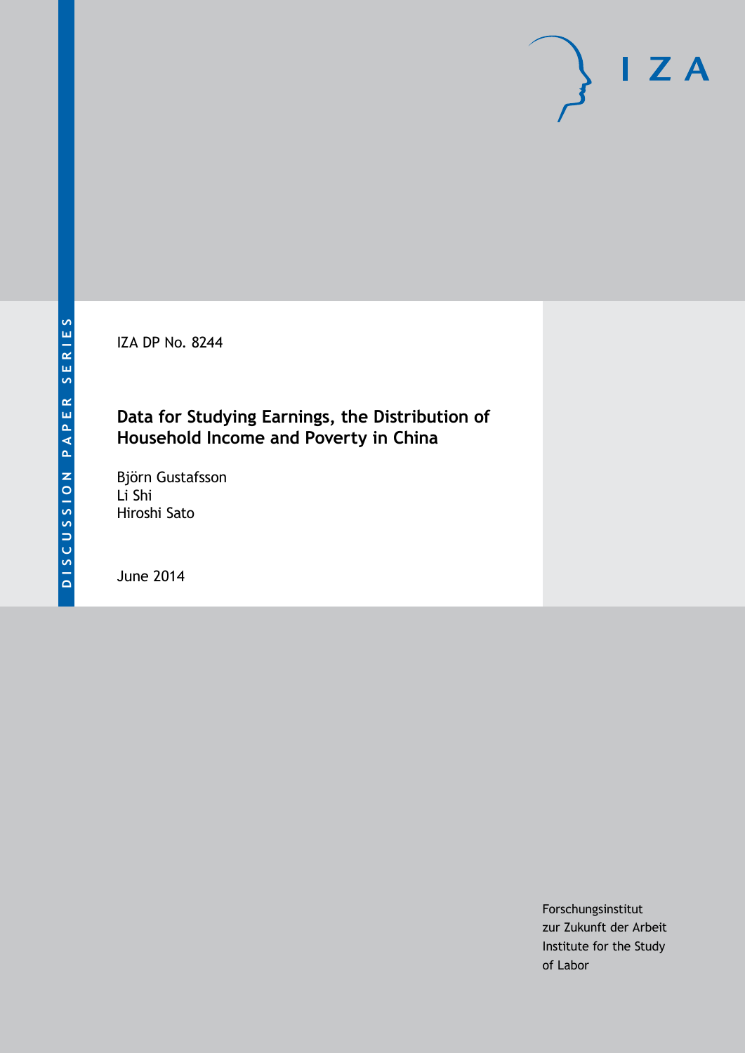DISCUSSION PAPER SERIES

IZA

IZA DP No. 8244

# Data for Studying Earnings, the Distribution of Household Income and Poverty in China

Björn Gustafsson
Li Shi
Hiroshi Sato

June 2014

Forschungsinstitut
zur Zukunft der Arbeit
Institute for the Study
of Labor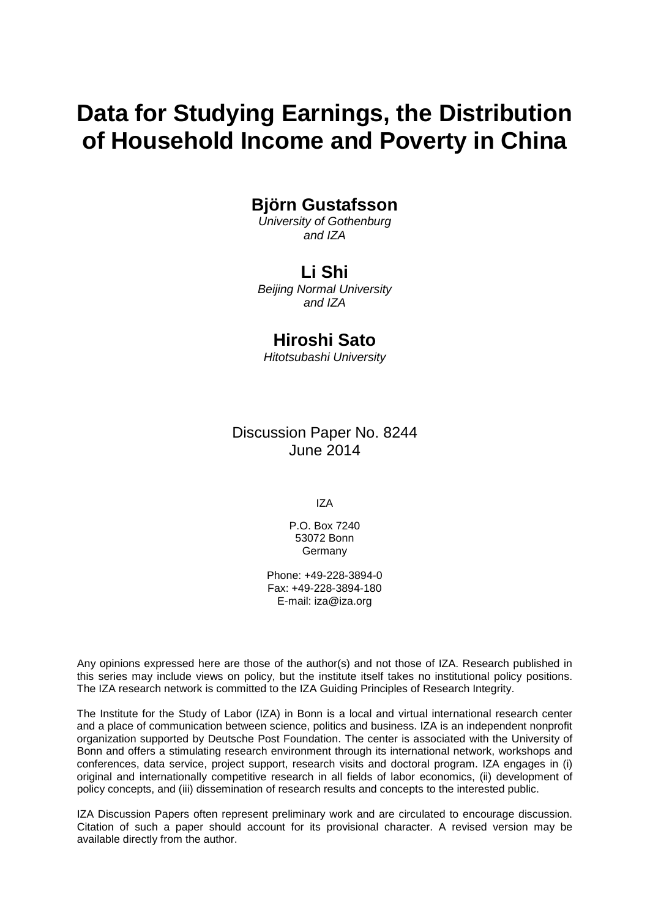# Data for Studying Earnings, the Distribution of Household Income and Poverty in China

## Björn Gustafsson

*University of Gothenburg and IZA*

## Li Shi

*Beijing Normal University and IZA*

## Hiroshi Sato

*Hitotsubashi University*

Discussion Paper No. 8244
June 2014

IZA

P.O. Box 7240
53072 Bonn
Germany

Phone: +49-228-3894-0
Fax: +49-228-3894-180
E-mail: iza@iza.org

Any opinions expressed here are those of the author(s) and not those of IZA. Research published in this series may include views on policy, but the institute itself takes no institutional policy positions. The IZA research network is committed to the IZA Guiding Principles of Research Integrity.

The Institute for the Study of Labor (IZA) in Bonn is a local and virtual international research center and a place of communication between science, politics and business. IZA is an independent nonprofit organization supported by Deutsche Post Foundation. The center is associated with the University of Bonn and offers a stimulating research environment through its international network, workshops and conferences, data service, project support, research visits and doctoral program. IZA engages in (i) original and internationally competitive research in all fields of labor economics, (ii) development of policy concepts, and (iii) dissemination of research results and concepts to the interested public.

IZA Discussion Papers often represent preliminary work and are circulated to encourage discussion. Citation of such a paper should account for its provisional character. A revised version may be available directly from the author.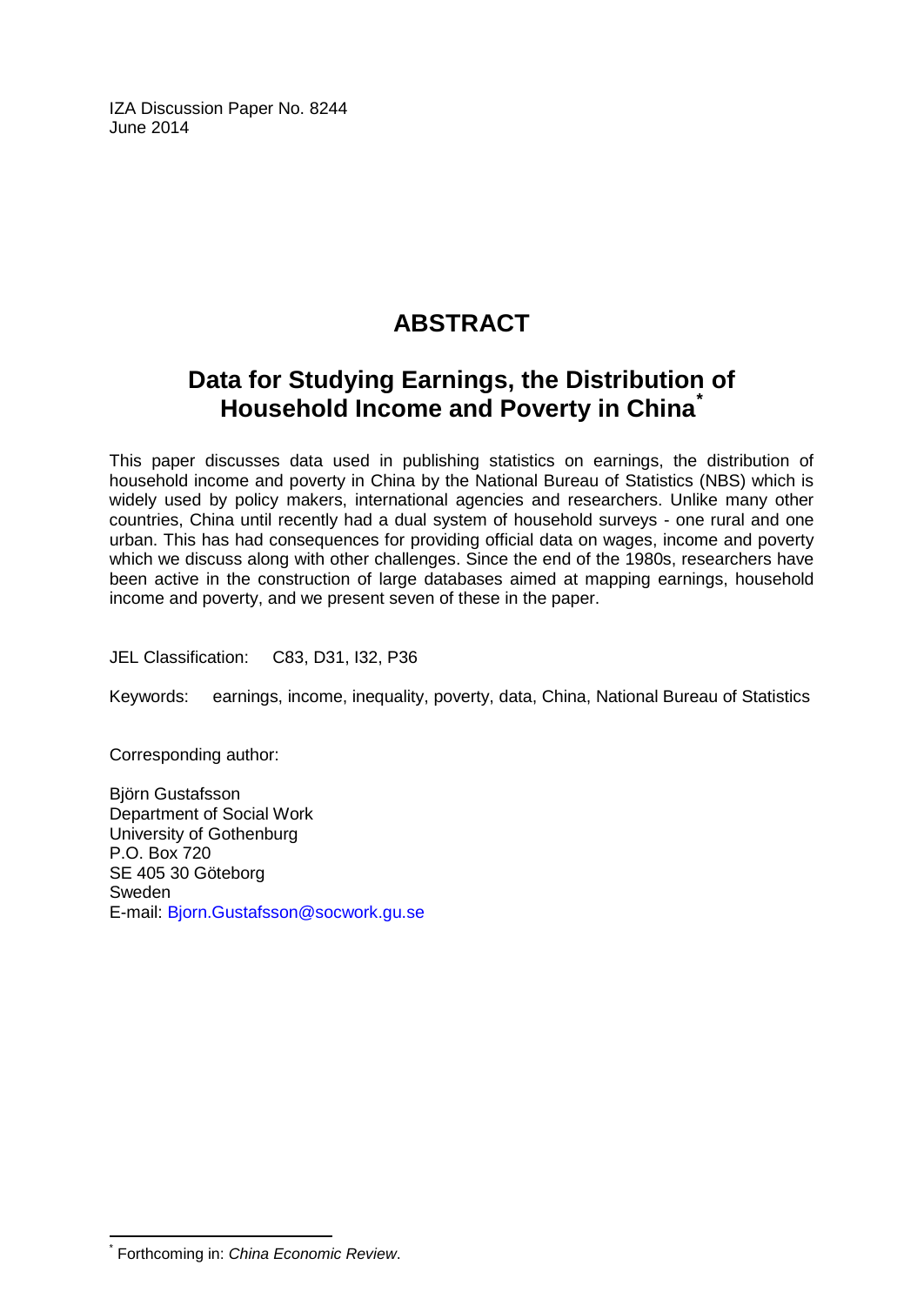IZA Discussion Paper No. 8244
June 2014

# ABSTRACT

## Data for Studying Earnings, the Distribution of Household Income and Poverty in China[*]

This paper discusses data used in publishing statistics on earnings, the distribution of household income and poverty in China by the National Bureau of Statistics (NBS) which is widely used by policy makers, international agencies and researchers. Unlike many other countries, China until recently had a dual system of household surveys - one rural and one urban. This has had consequences for providing official data on wages, income and poverty which we discuss along with other challenges. Since the end of the 1980s, researchers have been active in the construction of large databases aimed at mapping earnings, household income and poverty, and we present seven of these in the paper.

JEL Classification: C83, D31, I32, P36

Keywords: earnings, income, inequality, poverty, data, China, National Bureau of Statistics

Corresponding author:

Björn Gustafsson
Department of Social Work
University of Gothenburg
P.O. Box 720
SE 405 30 Göteborg
Sweden
E-mail: Bjorn.Gustafsson@socwork.gu.se

[*] Forthcoming in: *China Economic Review*.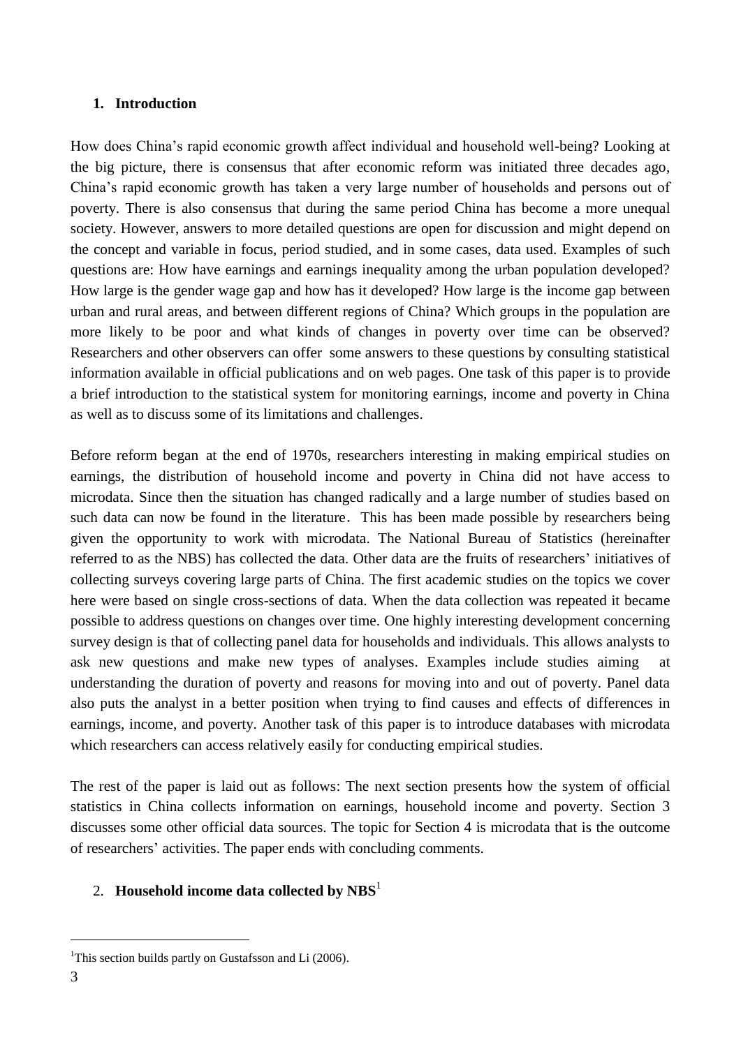## 1. Introduction

How does China's rapid economic growth affect individual and household well-being? Looking at the big picture, there is consensus that after economic reform was initiated three decades ago, China's rapid economic growth has taken a very large number of households and persons out of poverty. There is also consensus that during the same period China has become a more unequal society. However, answers to more detailed questions are open for discussion and might depend on the concept and variable in focus, period studied, and in some cases, data used. Examples of such questions are: How have earnings and earnings inequality among the urban population developed? How large is the gender wage gap and how has it developed? How large is the income gap between urban and rural areas, and between different regions of China? Which groups in the population are more likely to be poor and what kinds of changes in poverty over time can be observed? Researchers and other observers can offer some answers to these questions by consulting statistical information available in official publications and on web pages. One task of this paper is to provide a brief introduction to the statistical system for monitoring earnings, income and poverty in China as well as to discuss some of its limitations and challenges.

Before reform began at the end of 1970s, researchers interesting in making empirical studies on earnings, the distribution of household income and poverty in China did not have access to microdata. Since then the situation has changed radically and a large number of studies based on such data can now be found in the literature. This has been made possible by researchers being given the opportunity to work with microdata. The National Bureau of Statistics (hereinafter referred to as the NBS) has collected the data. Other data are the fruits of researchers' initiatives of collecting surveys covering large parts of China. The first academic studies on the topics we cover here were based on single cross-sections of data. When the data collection was repeated it became possible to address questions on changes over time. One highly interesting development concerning survey design is that of collecting panel data for households and individuals. This allows analysts to ask new questions and make new types of analyses. Examples include studies aiming at understanding the duration of poverty and reasons for moving into and out of poverty. Panel data also puts the analyst in a better position when trying to find causes and effects of differences in earnings, income, and poverty. Another task of this paper is to introduce databases with microdata which researchers can access relatively easily for conducting empirical studies.

The rest of the paper is laid out as follows: The next section presents how the system of official statistics in China collects information on earnings, household income and poverty. Section 3 discusses some other official data sources. The topic for Section 4 is microdata that is the outcome of researchers' activities. The paper ends with concluding comments.

## 2. Household income data collected by NBS[1]

[1] This section builds partly on Gustafsson and Li (2006).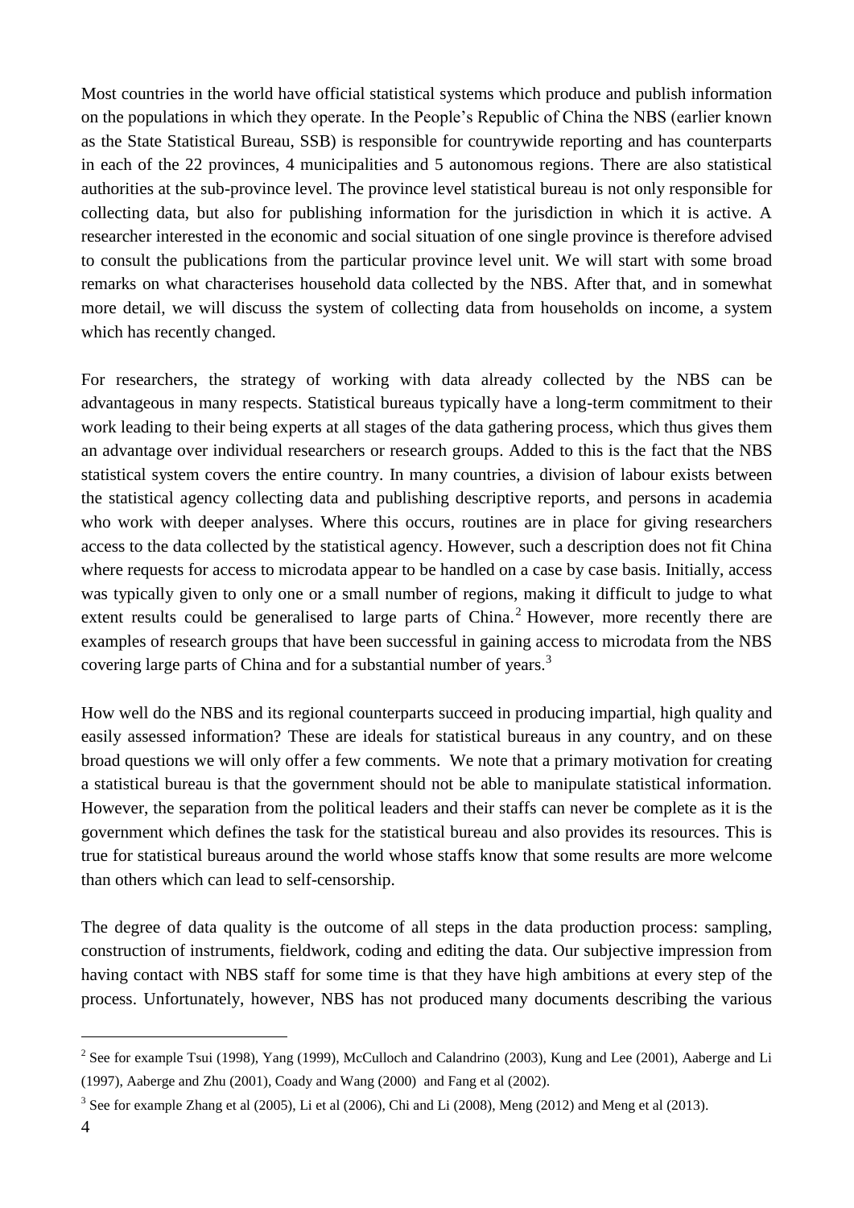Most countries in the world have official statistical systems which produce and publish information on the populations in which they operate. In the People's Republic of China the NBS (earlier known as the State Statistical Bureau, SSB) is responsible for countrywide reporting and has counterparts in each of the 22 provinces, 4 municipalities and 5 autonomous regions. There are also statistical authorities at the sub-province level. The province level statistical bureau is not only responsible for collecting data, but also for publishing information for the jurisdiction in which it is active. A researcher interested in the economic and social situation of one single province is therefore advised to consult the publications from the particular province level unit. We will start with some broad remarks on what characterises household data collected by the NBS. After that, and in somewhat more detail, we will discuss the system of collecting data from households on income, a system which has recently changed.

For researchers, the strategy of working with data already collected by the NBS can be advantageous in many respects. Statistical bureaus typically have a long-term commitment to their work leading to their being experts at all stages of the data gathering process, which thus gives them an advantage over individual researchers or research groups. Added to this is the fact that the NBS statistical system covers the entire country. In many countries, a division of labour exists between the statistical agency collecting data and publishing descriptive reports, and persons in academia who work with deeper analyses. Where this occurs, routines are in place for giving researchers access to the data collected by the statistical agency. However, such a description does not fit China where requests for access to microdata appear to be handled on a case by case basis. Initially, access was typically given to only one or a small number of regions, making it difficult to judge to what extent results could be generalised to large parts of China.[2] However, more recently there are examples of research groups that have been successful in gaining access to microdata from the NBS covering large parts of China and for a substantial number of years.[3]

How well do the NBS and its regional counterparts succeed in producing impartial, high quality and easily assessed information? These are ideals for statistical bureaus in any country, and on these broad questions we will only offer a few comments. We note that a primary motivation for creating a statistical bureau is that the government should not be able to manipulate statistical information. However, the separation from the political leaders and their staffs can never be complete as it is the government which defines the task for the statistical bureau and also provides its resources. This is true for statistical bureaus around the world whose staffs know that some results are more welcome than others which can lead to self-censorship.

The degree of data quality is the outcome of all steps in the data production process: sampling, construction of instruments, fieldwork, coding and editing the data. Our subjective impression from having contact with NBS staff for some time is that they have high ambitions at every step of the process. Unfortunately, however, NBS has not produced many documents describing the various

---

[2] See for example Tsui (1998), Yang (1999), McCulloch and Calandrino (2003), Kung and Lee (2001), Aaberge and Li (1997), Aaberge and Zhu (2001), Coady and Wang (2000) and Fang et al (2002).

[3] See for example Zhang et al (2005), Li et al (2006), Chi and Li (2008), Meng (2012) and Meng et al (2013).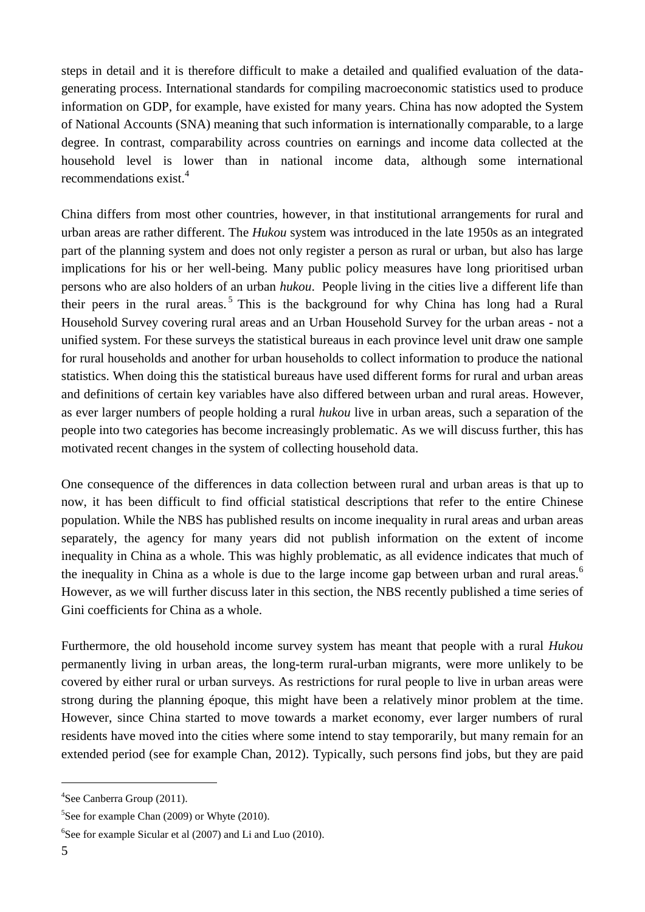steps in detail and it is therefore difficult to make a detailed and qualified evaluation of the data-generating process. International standards for compiling macroeconomic statistics used to produce information on GDP, for example, have existed for many years. China has now adopted the System of National Accounts (SNA) meaning that such information is internationally comparable, to a large degree. In contrast, comparability across countries on earnings and income data collected at the household level is lower than in national income data, although some international recommendations exist.[4]

China differs from most other countries, however, in that institutional arrangements for rural and urban areas are rather different. The *Hukou* system was introduced in the late 1950s as an integrated part of the planning system and does not only register a person as rural or urban, but also has large implications for his or her well-being. Many public policy measures have long prioritised urban persons who are also holders of an urban *hukou*. People living in the cities live a different life than their peers in the rural areas.[5] This is the background for why China has long had a Rural Household Survey covering rural areas and an Urban Household Survey for the urban areas - not a unified system. For these surveys the statistical bureaus in each province level unit draw one sample for rural households and another for urban households to collect information to produce the national statistics. When doing this the statistical bureaus have used different forms for rural and urban areas and definitions of certain key variables have also differed between urban and rural areas. However, as ever larger numbers of people holding a rural *hukou* live in urban areas, such a separation of the people into two categories has become increasingly problematic. As we will discuss further, this has motivated recent changes in the system of collecting household data.

One consequence of the differences in data collection between rural and urban areas is that up to now, it has been difficult to find official statistical descriptions that refer to the entire Chinese population. While the NBS has published results on income inequality in rural areas and urban areas separately, the agency for many years did not publish information on the extent of income inequality in China as a whole. This was highly problematic, as all evidence indicates that much of the inequality in China as a whole is due to the large income gap between urban and rural areas.[6] However, as we will further discuss later in this section, the NBS recently published a time series of Gini coefficients for China as a whole.

Furthermore, the old household income survey system has meant that people with a rural *Hukou* permanently living in urban areas, the long-term rural-urban migrants, were more unlikely to be covered by either rural or urban surveys. As restrictions for rural people to live in urban areas were strong during the planning époque, this might have been a relatively minor problem at the time. However, since China started to move towards a market economy, ever larger numbers of rural residents have moved into the cities where some intend to stay temporarily, but many remain for an extended period (see for example Chan, 2012). Typically, such persons find jobs, but they are paid

---

[4] See Canberra Group (2011).

[5] See for example Chan (2009) or Whyte (2010).

[6] See for example Sicular et al (2007) and Li and Luo (2010).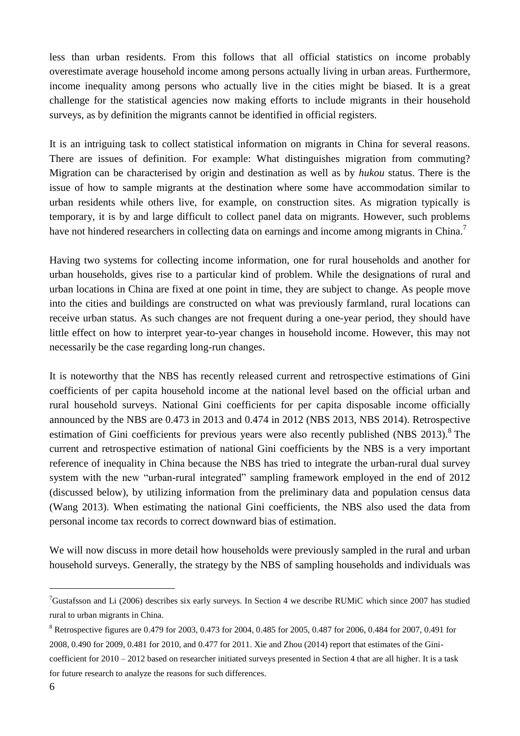less than urban residents. From this follows that all official statistics on income probably overestimate average household income among persons actually living in urban areas. Furthermore, income inequality among persons who actually live in the cities might be biased. It is a great challenge for the statistical agencies now making efforts to include migrants in their household surveys, as by definition the migrants cannot be identified in official registers.

It is an intriguing task to collect statistical information on migrants in China for several reasons. There are issues of definition. For example: What distinguishes migration from commuting? Migration can be characterised by origin and destination as well as by *hukou* status. There is the issue of how to sample migrants at the destination where some have accommodation similar to urban residents while others live, for example, on construction sites. As migration typically is temporary, it is by and large difficult to collect panel data on migrants. However, such problems have not hindered researchers in collecting data on earnings and income among migrants in China.[7]

Having two systems for collecting income information, one for rural households and another for urban households, gives rise to a particular kind of problem. While the designations of rural and urban locations in China are fixed at one point in time, they are subject to change. As people move into the cities and buildings are constructed on what was previously farmland, rural locations can receive urban status. As such changes are not frequent during a one-year period, they should have little effect on how to interpret year-to-year changes in household income. However, this may not necessarily be the case regarding long-run changes.

It is noteworthy that the NBS has recently released current and retrospective estimations of Gini coefficients of per capita household income at the national level based on the official urban and rural household surveys. National Gini coefficients for per capita disposable income officially announced by the NBS are 0.473 in 2013 and 0.474 in 2012 (NBS 2013, NBS 2014). Retrospective estimation of Gini coefficients for previous years were also recently published (NBS 2013).[8] The current and retrospective estimation of national Gini coefficients by the NBS is a very important reference of inequality in China because the NBS has tried to integrate the urban-rural dual survey system with the new "urban-rural integrated" sampling framework employed in the end of 2012 (discussed below), by utilizing information from the preliminary data and population census data (Wang 2013). When estimating the national Gini coefficients, the NBS also used the data from personal income tax records to correct downward bias of estimation.

We will now discuss in more detail how households were previously sampled in the rural and urban household surveys. Generally, the strategy by the NBS of sampling households and individuals was

---

[7] Gustafsson and Li (2006) describes six early surveys. In Section 4 we describe RUMiC which since 2007 has studied rural to urban migrants in China.

[8] Retrospective figures are 0.479 for 2003, 0.473 for 2004, 0.485 for 2005, 0.487 for 2006, 0.484 for 2007, 0.491 for 2008, 0.490 for 2009, 0.481 for 2010, and 0.477 for 2011. Xie and Zhou (2014) report that estimates of the Gini-coefficient for 2010 – 2012 based on researcher initiated surveys presented in Section 4 that are all higher. It is a task for future research to analyze the reasons for such differences.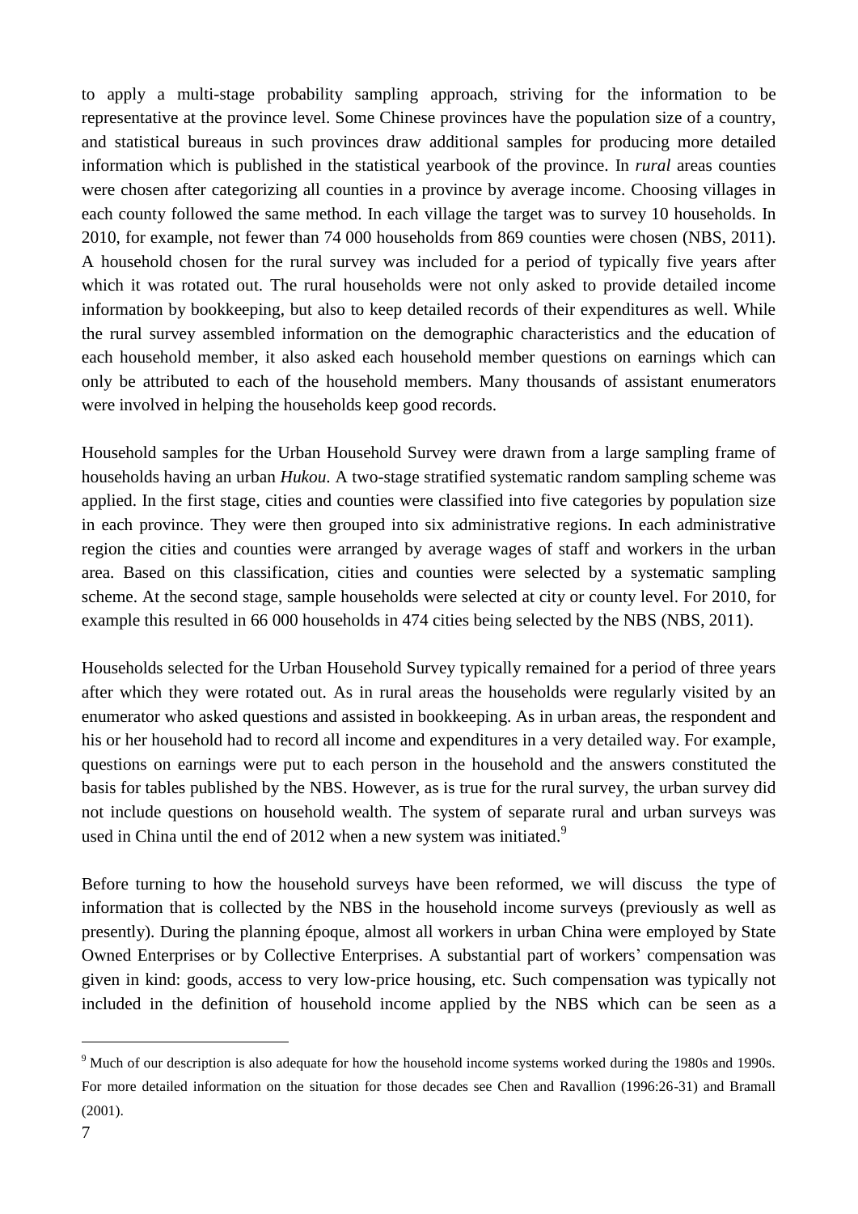to apply a multi-stage probability sampling approach, striving for the information to be representative at the province level. Some Chinese provinces have the population size of a country, and statistical bureaus in such provinces draw additional samples for producing more detailed information which is published in the statistical yearbook of the province. In *rural* areas counties were chosen after categorizing all counties in a province by average income. Choosing villages in each county followed the same method. In each village the target was to survey 10 households. In 2010, for example, not fewer than 74 000 households from 869 counties were chosen (NBS, 2011). A household chosen for the rural survey was included for a period of typically five years after which it was rotated out. The rural households were not only asked to provide detailed income information by bookkeeping, but also to keep detailed records of their expenditures as well. While the rural survey assembled information on the demographic characteristics and the education of each household member, it also asked each household member questions on earnings which can only be attributed to each of the household members. Many thousands of assistant enumerators were involved in helping the households keep good records.

Household samples for the Urban Household Survey were drawn from a large sampling frame of households having an urban *Hukou*. A two-stage stratified systematic random sampling scheme was applied. In the first stage, cities and counties were classified into five categories by population size in each province. They were then grouped into six administrative regions. In each administrative region the cities and counties were arranged by average wages of staff and workers in the urban area. Based on this classification, cities and counties were selected by a systematic sampling scheme. At the second stage, sample households were selected at city or county level. For 2010, for example this resulted in 66 000 households in 474 cities being selected by the NBS (NBS, 2011).

Households selected for the Urban Household Survey typically remained for a period of three years after which they were rotated out. As in rural areas the households were regularly visited by an enumerator who asked questions and assisted in bookkeeping. As in urban areas, the respondent and his or her household had to record all income and expenditures in a very detailed way. For example, questions on earnings were put to each person in the household and the answers constituted the basis for tables published by the NBS. However, as is true for the rural survey, the urban survey did not include questions on household wealth. The system of separate rural and urban surveys was used in China until the end of 2012 when a new system was initiated.[9]

Before turning to how the household surveys have been reformed, we will discuss the type of information that is collected by the NBS in the household income surveys (previously as well as presently). During the planning époque, almost all workers in urban China were employed by State Owned Enterprises or by Collective Enterprises. A substantial part of workers' compensation was given in kind: goods, access to very low-price housing, etc. Such compensation was typically not included in the definition of household income applied by the NBS which can be seen as a

[9] Much of our description is also adequate for how the household income systems worked during the 1980s and 1990s. For more detailed information on the situation for those decades see Chen and Ravallion (1996:26-31) and Bramall (2001).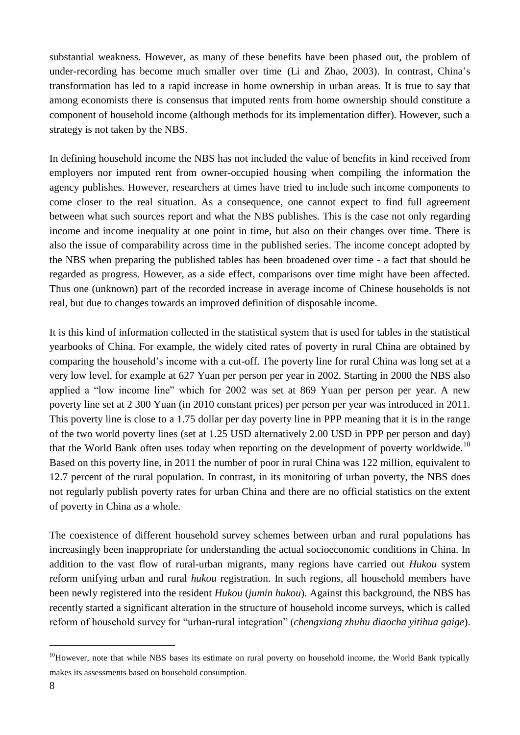substantial weakness. However, as many of these benefits have been phased out, the problem of under-recording has become much smaller over time (Li and Zhao, 2003). In contrast, China's transformation has led to a rapid increase in home ownership in urban areas. It is true to say that among economists there is consensus that imputed rents from home ownership should constitute a component of household income (although methods for its implementation differ). However, such a strategy is not taken by the NBS.

In defining household income the NBS has not included the value of benefits in kind received from employers nor imputed rent from owner-occupied housing when compiling the information the agency publishes. However, researchers at times have tried to include such income components to come closer to the real situation. As a consequence, one cannot expect to find full agreement between what such sources report and what the NBS publishes. This is the case not only regarding income and income inequality at one point in time, but also on their changes over time. There is also the issue of comparability across time in the published series. The income concept adopted by the NBS when preparing the published tables has been broadened over time - a fact that should be regarded as progress. However, as a side effect, comparisons over time might have been affected. Thus one (unknown) part of the recorded increase in average income of Chinese households is not real, but due to changes towards an improved definition of disposable income.

It is this kind of information collected in the statistical system that is used for tables in the statistical yearbooks of China. For example, the widely cited rates of poverty in rural China are obtained by comparing the household's income with a cut-off. The poverty line for rural China was long set at a very low level, for example at 627 Yuan per person per year in 2002. Starting in 2000 the NBS also applied a "low income line" which for 2002 was set at 869 Yuan per person per year. A new poverty line set at 2 300 Yuan (in 2010 constant prices) per person per year was introduced in 2011. This poverty line is close to a 1.75 dollar per day poverty line in PPP meaning that it is in the range of the two world poverty lines (set at 1.25 USD alternatively 2.00 USD in PPP per person and day) that the World Bank often uses today when reporting on the development of poverty worldwide.[10] Based on this poverty line, in 2011 the number of poor in rural China was 122 million, equivalent to 12.7 percent of the rural population. In contrast, in its monitoring of urban poverty, the NBS does not regularly publish poverty rates for urban China and there are no official statistics on the extent of poverty in China as a whole.

The coexistence of different household survey schemes between urban and rural populations has increasingly been inappropriate for understanding the actual socioeconomic conditions in China. In addition to the vast flow of rural-urban migrants, many regions have carried out *Hukou* system reform unifying urban and rural *hukou* registration. In such regions, all household members have been newly registered into the resident *Hukou* (*jumin hukou*). Against this background, the NBS has recently started a significant alteration in the structure of household income surveys, which is called reform of household survey for "urban-rural integration" (*chengxiang zhuhu diaocha yitihua gaige*).

[10] However, note that while NBS bases its estimate on rural poverty on household income, the World Bank typically makes its assessments based on household consumption.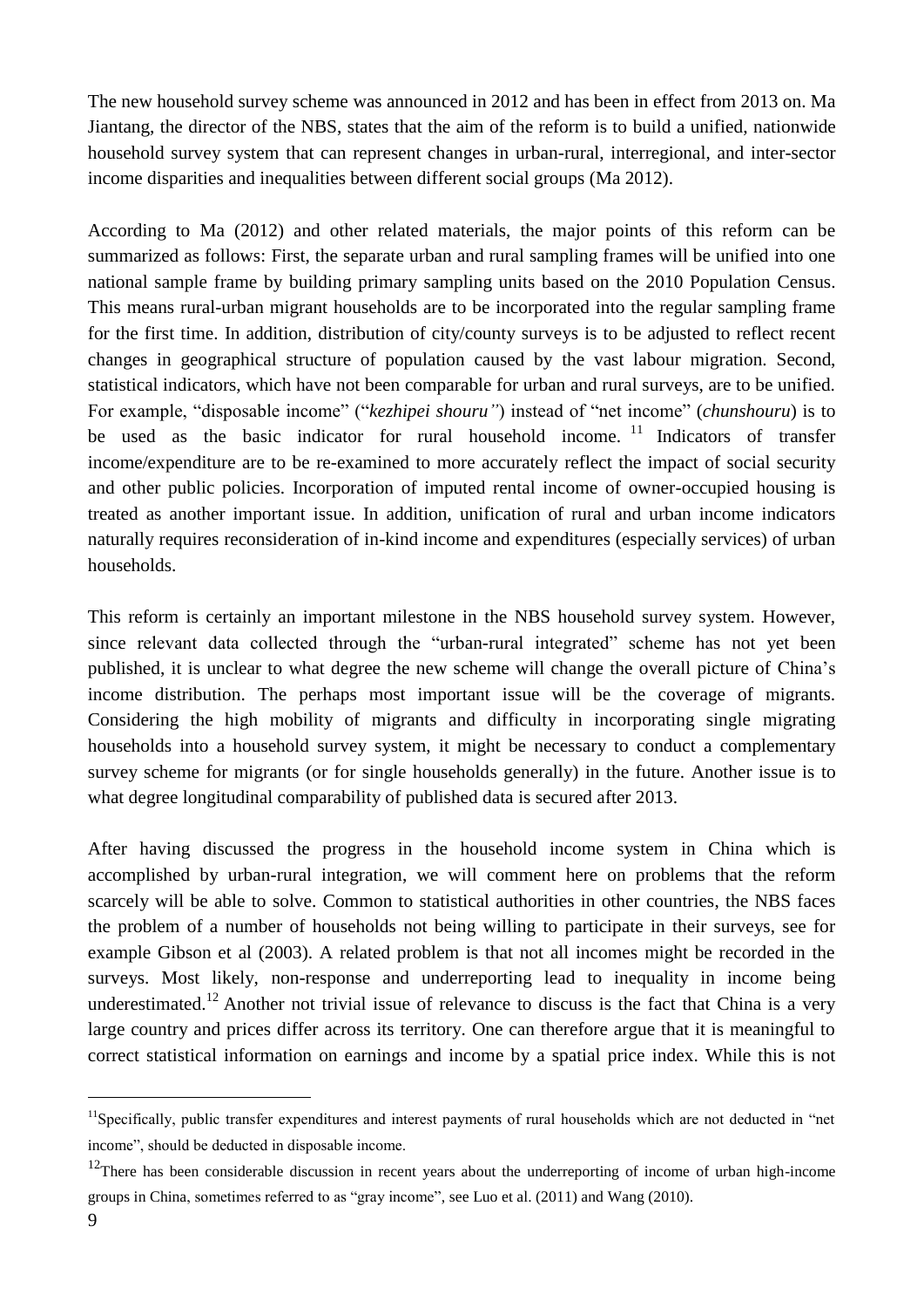The new household survey scheme was announced in 2012 and has been in effect from 2013 on. Ma Jiantang, the director of the NBS, states that the aim of the reform is to build a unified, nationwide household survey system that can represent changes in urban-rural, interregional, and inter-sector income disparities and inequalities between different social groups (Ma 2012).

According to Ma (2012) and other related materials, the major points of this reform can be summarized as follows: First, the separate urban and rural sampling frames will be unified into one national sample frame by building primary sampling units based on the 2010 Population Census. This means rural-urban migrant households are to be incorporated into the regular sampling frame for the first time. In addition, distribution of city/county surveys is to be adjusted to reflect recent changes in geographical structure of population caused by the vast labour migration. Second, statistical indicators, which have not been comparable for urban and rural surveys, are to be unified. For example, "disposable income" ("*kezhipei shouru"*) instead of "net income" (*chunshouru*) is to be used as the basic indicator for rural household income. [11] Indicators of transfer income/expenditure are to be re-examined to more accurately reflect the impact of social security and other public policies. Incorporation of imputed rental income of owner-occupied housing is treated as another important issue. In addition, unification of rural and urban income indicators naturally requires reconsideration of in-kind income and expenditures (especially services) of urban households.

This reform is certainly an important milestone in the NBS household survey system. However, since relevant data collected through the "urban-rural integrated" scheme has not yet been published, it is unclear to what degree the new scheme will change the overall picture of China's income distribution. The perhaps most important issue will be the coverage of migrants. Considering the high mobility of migrants and difficulty in incorporating single migrating households into a household survey system, it might be necessary to conduct a complementary survey scheme for migrants (or for single households generally) in the future. Another issue is to what degree longitudinal comparability of published data is secured after 2013.

After having discussed the progress in the household income system in China which is accomplished by urban-rural integration, we will comment here on problems that the reform scarcely will be able to solve. Common to statistical authorities in other countries, the NBS faces the problem of a number of households not being willing to participate in their surveys, see for example Gibson et al (2003). A related problem is that not all incomes might be recorded in the surveys. Most likely, non-response and underreporting lead to inequality in income being underestimated.[12] Another not trivial issue of relevance to discuss is the fact that China is a very large country and prices differ across its territory. One can therefore argue that it is meaningful to correct statistical information on earnings and income by a spatial price index. While this is not

[11] Specifically, public transfer expenditures and interest payments of rural households which are not deducted in "net income", should be deducted in disposable income.

[12] There has been considerable discussion in recent years about the underreporting of income of urban high-income groups in China, sometimes referred to as "gray income", see Luo et al. (2011) and Wang (2010).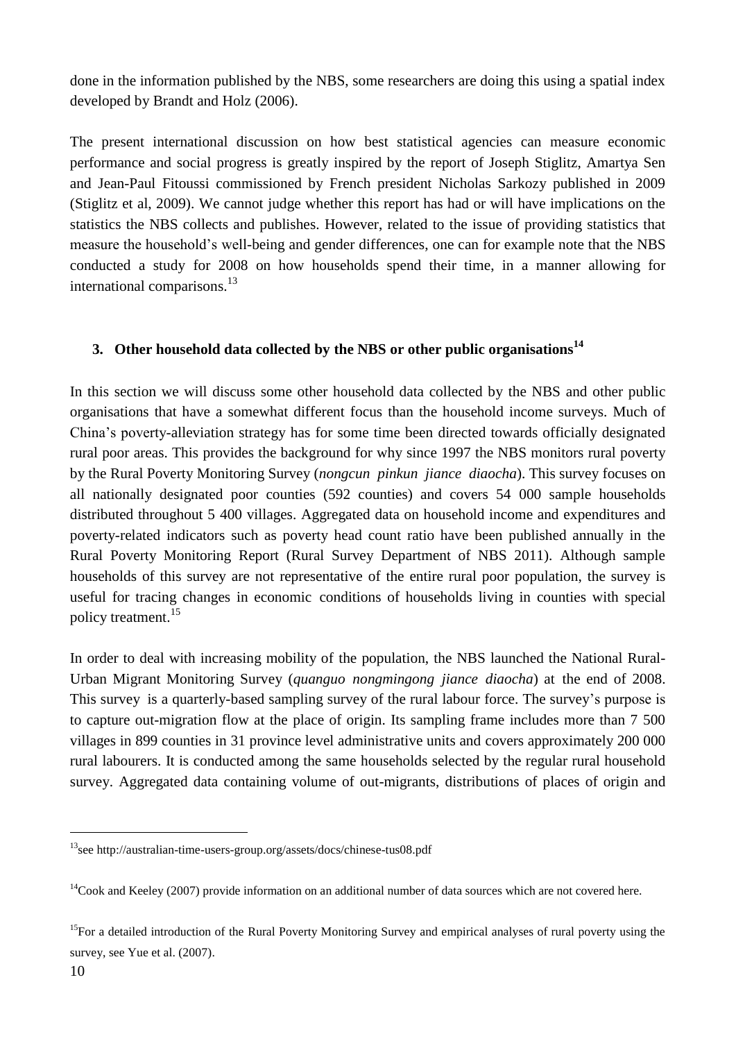done in the information published by the NBS, some researchers are doing this using a spatial index developed by Brandt and Holz (2006).

The present international discussion on how best statistical agencies can measure economic performance and social progress is greatly inspired by the report of Joseph Stiglitz, Amartya Sen and Jean-Paul Fitoussi commissioned by French president Nicholas Sarkozy published in 2009 (Stiglitz et al, 2009). We cannot judge whether this report has had or will have implications on the statistics the NBS collects and publishes. However, related to the issue of providing statistics that measure the household's well-being and gender differences, one can for example note that the NBS conducted a study for 2008 on how households spend their time, in a manner allowing for international comparisons.[13]

## 3. Other household data collected by the NBS or other public organisations[14]

In this section we will discuss some other household data collected by the NBS and other public organisations that have a somewhat different focus than the household income surveys. Much of China's poverty-alleviation strategy has for some time been directed towards officially designated rural poor areas. This provides the background for why since 1997 the NBS monitors rural poverty by the Rural Poverty Monitoring Survey (*nongcun pinkun jiance diaocha*). This survey focuses on all nationally designated poor counties (592 counties) and covers 54 000 sample households distributed throughout 5 400 villages. Aggregated data on household income and expenditures and poverty-related indicators such as poverty head count ratio have been published annually in the Rural Poverty Monitoring Report (Rural Survey Department of NBS 2011). Although sample households of this survey are not representative of the entire rural poor population, the survey is useful for tracing changes in economic conditions of households living in counties with special policy treatment.[15]

In order to deal with increasing mobility of the population, the NBS launched the National Rural-Urban Migrant Monitoring Survey (*quanguo nongmingong jiance diaocha*) at the end of 2008. This survey is a quarterly-based sampling survey of the rural labour force. The survey's purpose is to capture out-migration flow at the place of origin. Its sampling frame includes more than 7 500 villages in 899 counties in 31 province level administrative units and covers approximately 200 000 rural labourers. It is conducted among the same households selected by the regular rural household survey. Aggregated data containing volume of out-migrants, distributions of places of origin and

---

[13] see http://australian-time-users-group.org/assets/docs/chinese-tus08.pdf

[14] Cook and Keeley (2007) provide information on an additional number of data sources which are not covered here.

[15] For a detailed introduction of the Rural Poverty Monitoring Survey and empirical analyses of rural poverty using the survey, see Yue et al. (2007).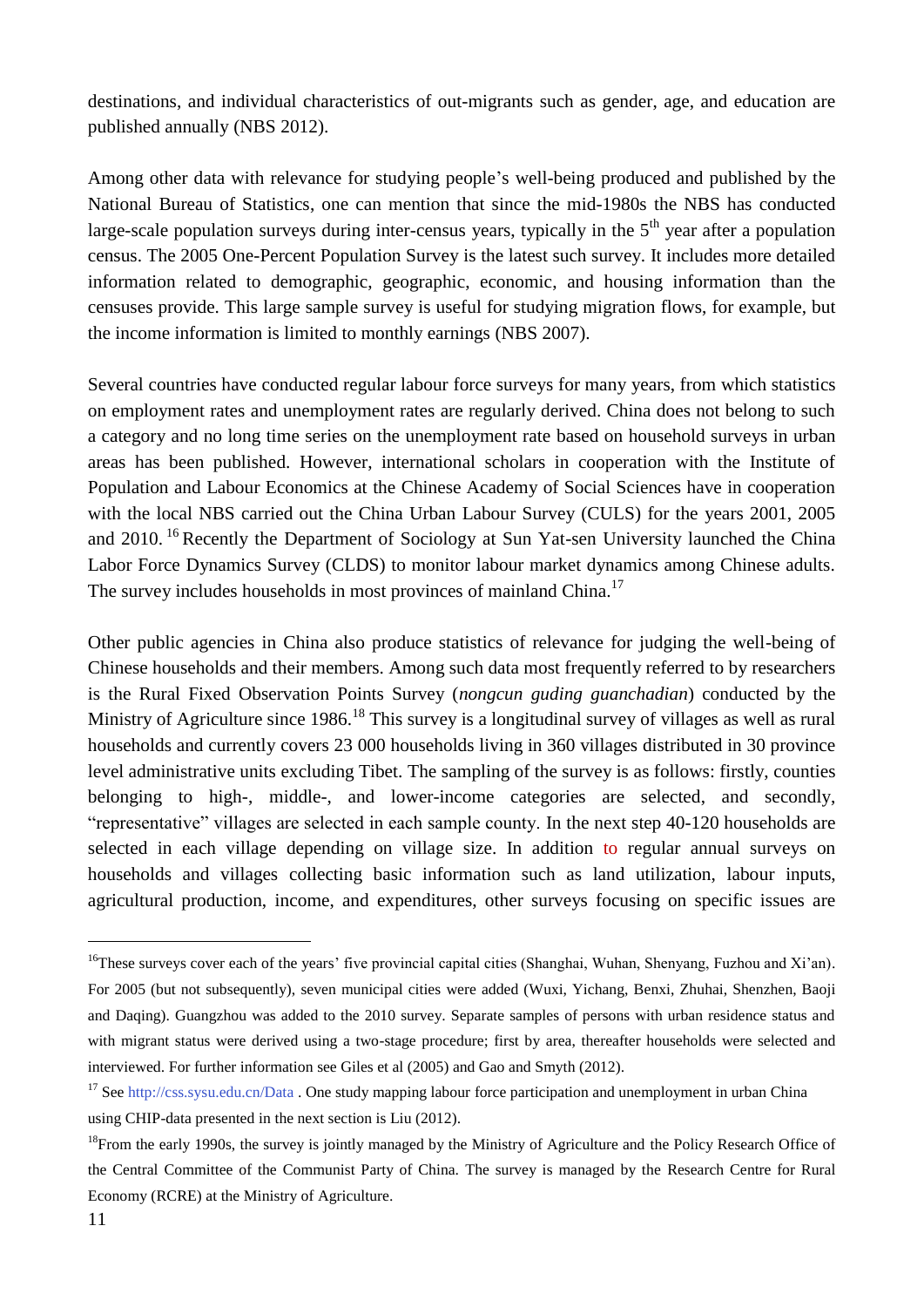destinations, and individual characteristics of out-migrants such as gender, age, and education are published annually (NBS 2012).

Among other data with relevance for studying people's well-being produced and published by the National Bureau of Statistics, one can mention that since the mid-1980s the NBS has conducted large-scale population surveys during inter-census years, typically in the 5th year after a population census. The 2005 One-Percent Population Survey is the latest such survey. It includes more detailed information related to demographic, geographic, economic, and housing information than the censuses provide. This large sample survey is useful for studying migration flows, for example, but the income information is limited to monthly earnings (NBS 2007).

Several countries have conducted regular labour force surveys for many years, from which statistics on employment rates and unemployment rates are regularly derived. China does not belong to such a category and no long time series on the unemployment rate based on household surveys in urban areas has been published. However, international scholars in cooperation with the Institute of Population and Labour Economics at the Chinese Academy of Social Sciences have in cooperation with the local NBS carried out the China Urban Labour Survey (CULS) for the years 2001, 2005 and 2010. [16] Recently the Department of Sociology at Sun Yat-sen University launched the China Labor Force Dynamics Survey (CLDS) to monitor labour market dynamics among Chinese adults. The survey includes households in most provinces of mainland China.[17]

Other public agencies in China also produce statistics of relevance for judging the well-being of Chinese households and their members. Among such data most frequently referred to by researchers is the Rural Fixed Observation Points Survey (*nongcun guding guanchadian*) conducted by the Ministry of Agriculture since 1986.[18] This survey is a longitudinal survey of villages as well as rural households and currently covers 23 000 households living in 360 villages distributed in 30 province level administrative units excluding Tibet. The sampling of the survey is as follows: firstly, counties belonging to high-, middle-, and lower-income categories are selected, and secondly, "representative" villages are selected in each sample county. In the next step 40-120 households are selected in each village depending on village size. In addition to regular annual surveys on households and villages collecting basic information such as land utilization, labour inputs, agricultural production, income, and expenditures, other surveys focusing on specific issues are

---

[16] These surveys cover each of the years' five provincial capital cities (Shanghai, Wuhan, Shenyang, Fuzhou and Xi'an). For 2005 (but not subsequently), seven municipal cities were added (Wuxi, Yichang, Benxi, Zhuhai, Shenzhen, Baoji and Daqing). Guangzhou was added to the 2010 survey. Separate samples of persons with urban residence status and with migrant status were derived using a two-stage procedure; first by area, thereafter households were selected and interviewed. For further information see Giles et al (2005) and Gao and Smyth (2012).

[17] See http://css.sysu.edu.cn/Data . One study mapping labour force participation and unemployment in urban China using CHIP-data presented in the next section is Liu (2012).

[18] From the early 1990s, the survey is jointly managed by the Ministry of Agriculture and the Policy Research Office of the Central Committee of the Communist Party of China. The survey is managed by the Research Centre for Rural Economy (RCRE) at the Ministry of Agriculture.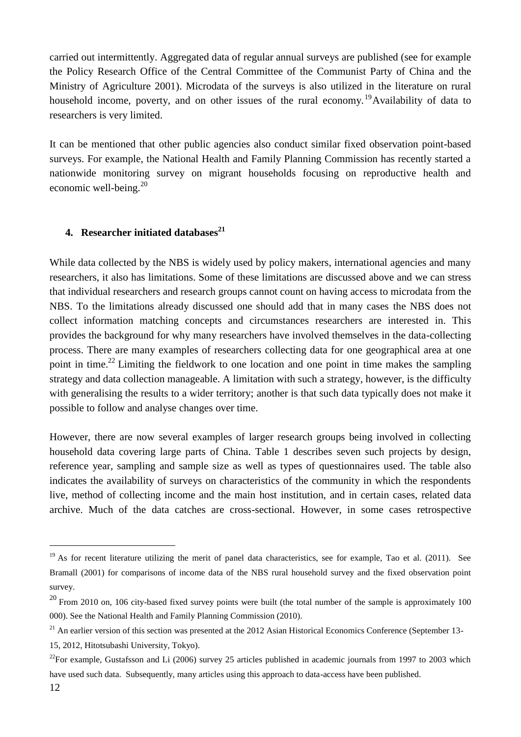carried out intermittently. Aggregated data of regular annual surveys are published (see for example the Policy Research Office of the Central Committee of the Communist Party of China and the Ministry of Agriculture 2001). Microdata of the surveys is also utilized in the literature on rural household income, poverty, and on other issues of the rural economy.[19] Availability of data to researchers is very limited.

It can be mentioned that other public agencies also conduct similar fixed observation point-based surveys. For example, the National Health and Family Planning Commission has recently started a nationwide monitoring survey on migrant households focusing on reproductive health and economic well-being.[20]

## 4. Researcher initiated databases[21]

While data collected by the NBS is widely used by policy makers, international agencies and many researchers, it also has limitations. Some of these limitations are discussed above and we can stress that individual researchers and research groups cannot count on having access to microdata from the NBS. To the limitations already discussed one should add that in many cases the NBS does not collect information matching concepts and circumstances researchers are interested in. This provides the background for why many researchers have involved themselves in the data-collecting process. There are many examples of researchers collecting data for one geographical area at one point in time.[22] Limiting the fieldwork to one location and one point in time makes the sampling strategy and data collection manageable. A limitation with such a strategy, however, is the difficulty with generalising the results to a wider territory; another is that such data typically does not make it possible to follow and analyse changes over time.

However, there are now several examples of larger research groups being involved in collecting household data covering large parts of China. Table 1 describes seven such projects by design, reference year, sampling and sample size as well as types of questionnaires used. The table also indicates the availability of surveys on characteristics of the community in which the respondents live, method of collecting income and the main host institution, and in certain cases, related data archive. Much of the data catches are cross-sectional. However, in some cases retrospective

---

[19] As for recent literature utilizing the merit of panel data characteristics, see for example, Tao et al. (2011). See Bramall (2001) for comparisons of income data of the NBS rural household survey and the fixed observation point survey.

[20] From 2010 on, 106 city-based fixed survey points were built (the total number of the sample is approximately 100 000). See the National Health and Family Planning Commission (2010).

[21] An earlier version of this section was presented at the 2012 Asian Historical Economics Conference (September 13-15, 2012, Hitotsubashi University, Tokyo).

[22] For example, Gustafsson and Li (2006) survey 25 articles published in academic journals from 1997 to 2003 which have used such data. Subsequently, many articles using this approach to data-access have been published.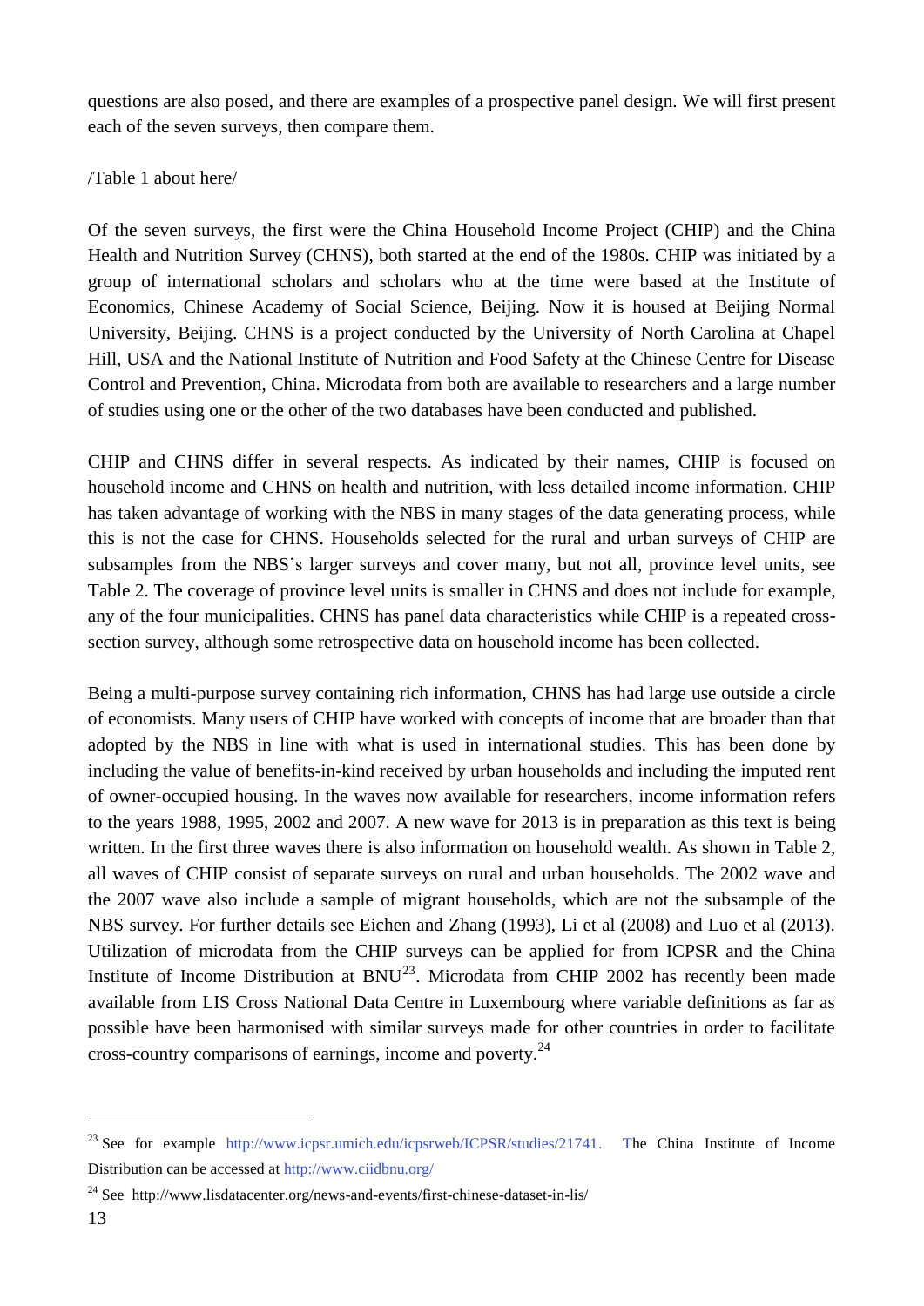questions are also posed, and there are examples of a prospective panel design. We will first present each of the seven surveys, then compare them.

/Table 1 about here/

Of the seven surveys, the first were the China Household Income Project (CHIP) and the China Health and Nutrition Survey (CHNS), both started at the end of the 1980s. CHIP was initiated by a group of international scholars and scholars who at the time were based at the Institute of Economics, Chinese Academy of Social Science, Beijing. Now it is housed at Beijing Normal University, Beijing. CHNS is a project conducted by the University of North Carolina at Chapel Hill, USA and the National Institute of Nutrition and Food Safety at the Chinese Centre for Disease Control and Prevention, China. Microdata from both are available to researchers and a large number of studies using one or the other of the two databases have been conducted and published.

CHIP and CHNS differ in several respects. As indicated by their names, CHIP is focused on household income and CHNS on health and nutrition, with less detailed income information. CHIP has taken advantage of working with the NBS in many stages of the data generating process, while this is not the case for CHNS. Households selected for the rural and urban surveys of CHIP are subsamples from the NBS's larger surveys and cover many, but not all, province level units, see Table 2. The coverage of province level units is smaller in CHNS and does not include for example, any of the four municipalities. CHNS has panel data characteristics while CHIP is a repeated cross-section survey, although some retrospective data on household income has been collected.

Being a multi-purpose survey containing rich information, CHNS has had large use outside a circle of economists. Many users of CHIP have worked with concepts of income that are broader than that adopted by the NBS in line with what is used in international studies. This has been done by including the value of benefits-in-kind received by urban households and including the imputed rent of owner-occupied housing. In the waves now available for researchers, income information refers to the years 1988, 1995, 2002 and 2007. A new wave for 2013 is in preparation as this text is being written. In the first three waves there is also information on household wealth. As shown in Table 2, all waves of CHIP consist of separate surveys on rural and urban households. The 2002 wave and the 2007 wave also include a sample of migrant households, which are not the subsample of the NBS survey. For further details see Eichen and Zhang (1993), Li et al (2008) and Luo et al (2013). Utilization of microdata from the CHIP surveys can be applied for from ICPSR and the China Institute of Income Distribution at BNU[23]. Microdata from CHIP 2002 has recently been made available from LIS Cross National Data Centre in Luxembourg where variable definitions as far as possible have been harmonised with similar surveys made for other countries in order to facilitate cross-country comparisons of earnings, income and poverty.[24]

---

[23] See for example http://www.icpsr.umich.edu/icpsrweb/ICPSR/studies/21741. The China Institute of Income Distribution can be accessed at http://www.ciidbnu.org/

[24] See http://www.lisdatacenter.org/news-and-events/first-chinese-dataset-in-lis/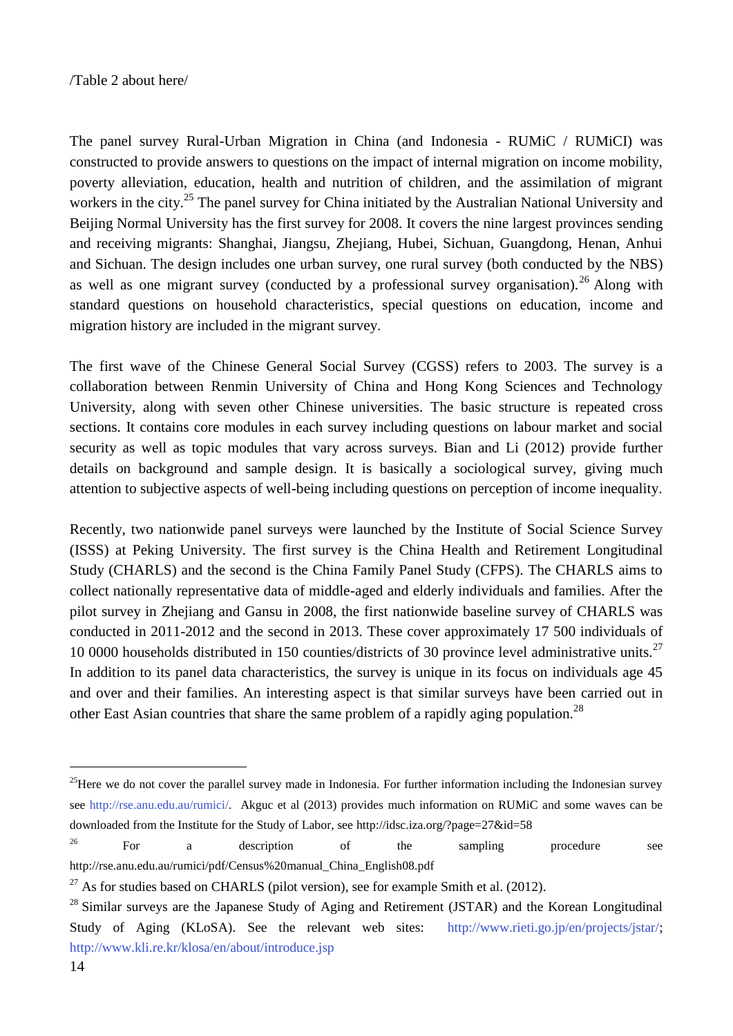/Table 2 about here/

The panel survey Rural-Urban Migration in China (and Indonesia - RUMiC / RUMiCI) was constructed to provide answers to questions on the impact of internal migration on income mobility, poverty alleviation, education, health and nutrition of children, and the assimilation of migrant workers in the city.[25] The panel survey for China initiated by the Australian National University and Beijing Normal University has the first survey for 2008. It covers the nine largest provinces sending and receiving migrants: Shanghai, Jiangsu, Zhejiang, Hubei, Sichuan, Guangdong, Henan, Anhui and Sichuan. The design includes one urban survey, one rural survey (both conducted by the NBS) as well as one migrant survey (conducted by a professional survey organisation).[26] Along with standard questions on household characteristics, special questions on education, income and migration history are included in the migrant survey.

The first wave of the Chinese General Social Survey (CGSS) refers to 2003. The survey is a collaboration between Renmin University of China and Hong Kong Sciences and Technology University, along with seven other Chinese universities. The basic structure is repeated cross sections. It contains core modules in each survey including questions on labour market and social security as well as topic modules that vary across surveys. Bian and Li (2012) provide further details on background and sample design. It is basically a sociological survey, giving much attention to subjective aspects of well-being including questions on perception of income inequality.

Recently, two nationwide panel surveys were launched by the Institute of Social Science Survey (ISSS) at Peking University. The first survey is the China Health and Retirement Longitudinal Study (CHARLS) and the second is the China Family Panel Study (CFPS). The CHARLS aims to collect nationally representative data of middle-aged and elderly individuals and families. After the pilot survey in Zhejiang and Gansu in 2008, the first nationwide baseline survey of CHARLS was conducted in 2011-2012 and the second in 2013. These cover approximately 17 500 individuals of 10 0000 households distributed in 150 counties/districts of 30 province level administrative units.[27] In addition to its panel data characteristics, the survey is unique in its focus on individuals age 45 and over and their families. An interesting aspect is that similar surveys have been carried out in other East Asian countries that share the same problem of a rapidly aging population.[28]

---

[25] Here we do not cover the parallel survey made in Indonesia. For further information including the Indonesian survey see http://rse.anu.edu.au/rumici/. Akguc et al (2013) provides much information on RUMiC and some waves can be downloaded from the Institute for the Study of Labor, see http://idsc.iza.org/?page=27&id=58

[26] For a description of the sampling procedure see http://rse.anu.edu.au/rumici/pdf/Census%20manual_China_English08.pdf

[27] As for studies based on CHARLS (pilot version), see for example Smith et al. (2012).

[28] Similar surveys are the Japanese Study of Aging and Retirement (JSTAR) and the Korean Longitudinal Study of Aging (KLoSA). See the relevant web sites: http://www.rieti.go.jp/en/projects/jstar/; http://www.kli.re.kr/klosa/en/about/introduce.jsp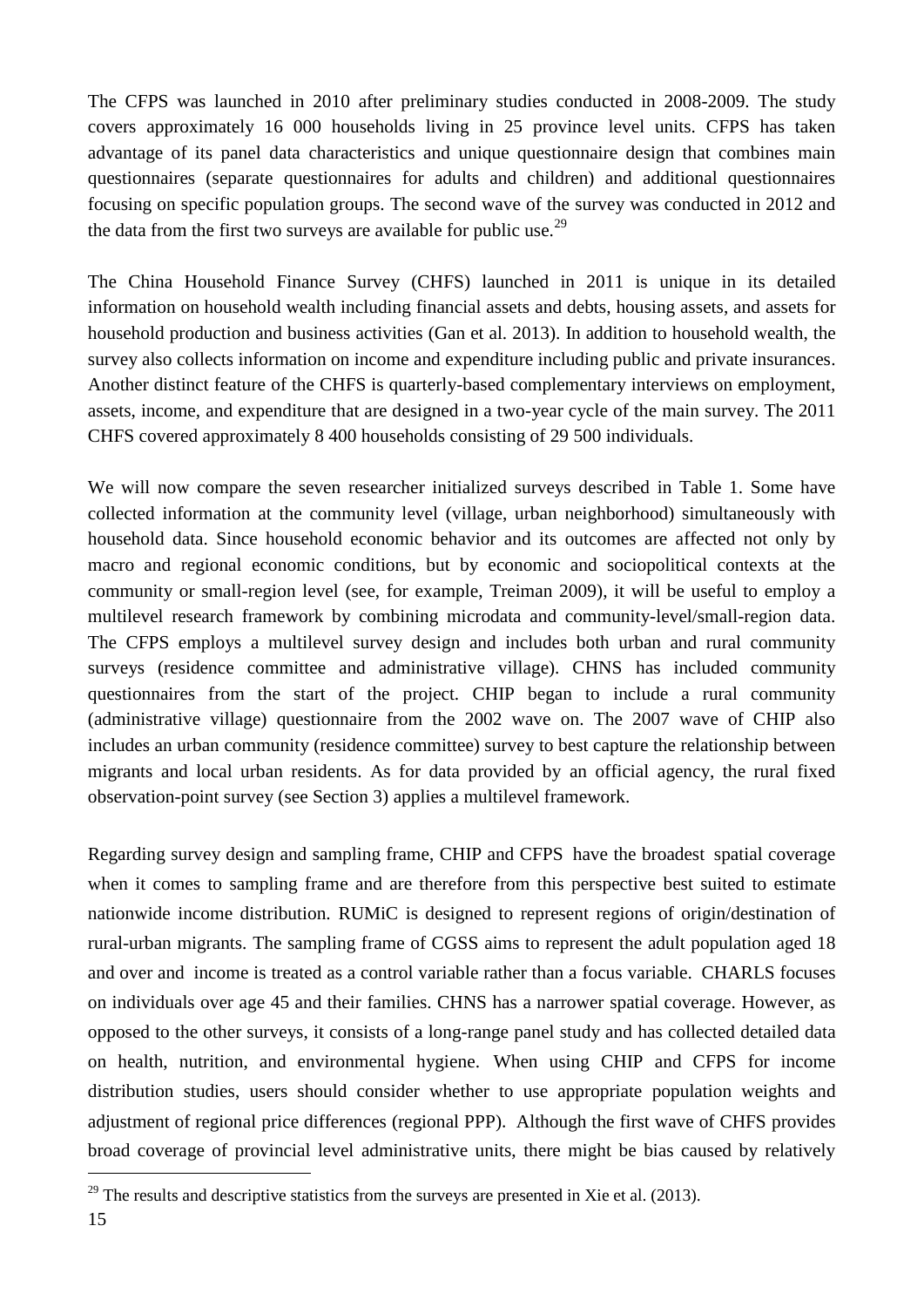The CFPS was launched in 2010 after preliminary studies conducted in 2008-2009. The study covers approximately 16 000 households living in 25 province level units. CFPS has taken advantage of its panel data characteristics and unique questionnaire design that combines main questionnaires (separate questionnaires for adults and children) and additional questionnaires focusing on specific population groups. The second wave of the survey was conducted in 2012 and the data from the first two surveys are available for public use.[29]

The China Household Finance Survey (CHFS) launched in 2011 is unique in its detailed information on household wealth including financial assets and debts, housing assets, and assets for household production and business activities (Gan et al. 2013). In addition to household wealth, the survey also collects information on income and expenditure including public and private insurances. Another distinct feature of the CHFS is quarterly-based complementary interviews on employment, assets, income, and expenditure that are designed in a two-year cycle of the main survey. The 2011 CHFS covered approximately 8 400 households consisting of 29 500 individuals.

We will now compare the seven researcher initialized surveys described in Table 1. Some have collected information at the community level (village, urban neighborhood) simultaneously with household data. Since household economic behavior and its outcomes are affected not only by macro and regional economic conditions, but by economic and sociopolitical contexts at the community or small-region level (see, for example, Treiman 2009), it will be useful to employ a multilevel research framework by combining microdata and community-level/small-region data. The CFPS employs a multilevel survey design and includes both urban and rural community surveys (residence committee and administrative village). CHNS has included community questionnaires from the start of the project. CHIP began to include a rural community (administrative village) questionnaire from the 2002 wave on. The 2007 wave of CHIP also includes an urban community (residence committee) survey to best capture the relationship between migrants and local urban residents. As for data provided by an official agency, the rural fixed observation-point survey (see Section 3) applies a multilevel framework.

Regarding survey design and sampling frame, CHIP and CFPS have the broadest spatial coverage when it comes to sampling frame and are therefore from this perspective best suited to estimate nationwide income distribution. RUMiC is designed to represent regions of origin/destination of rural-urban migrants. The sampling frame of CGSS aims to represent the adult population aged 18 and over and income is treated as a control variable rather than a focus variable. CHARLS focuses on individuals over age 45 and their families. CHNS has a narrower spatial coverage. However, as opposed to the other surveys, it consists of a long-range panel study and has collected detailed data on health, nutrition, and environmental hygiene. When using CHIP and CFPS for income distribution studies, users should consider whether to use appropriate population weights and adjustment of regional price differences (regional PPP). Although the first wave of CHFS provides broad coverage of provincial level administrative units, there might be bias caused by relatively

[29] The results and descriptive statistics from the surveys are presented in Xie et al. (2013).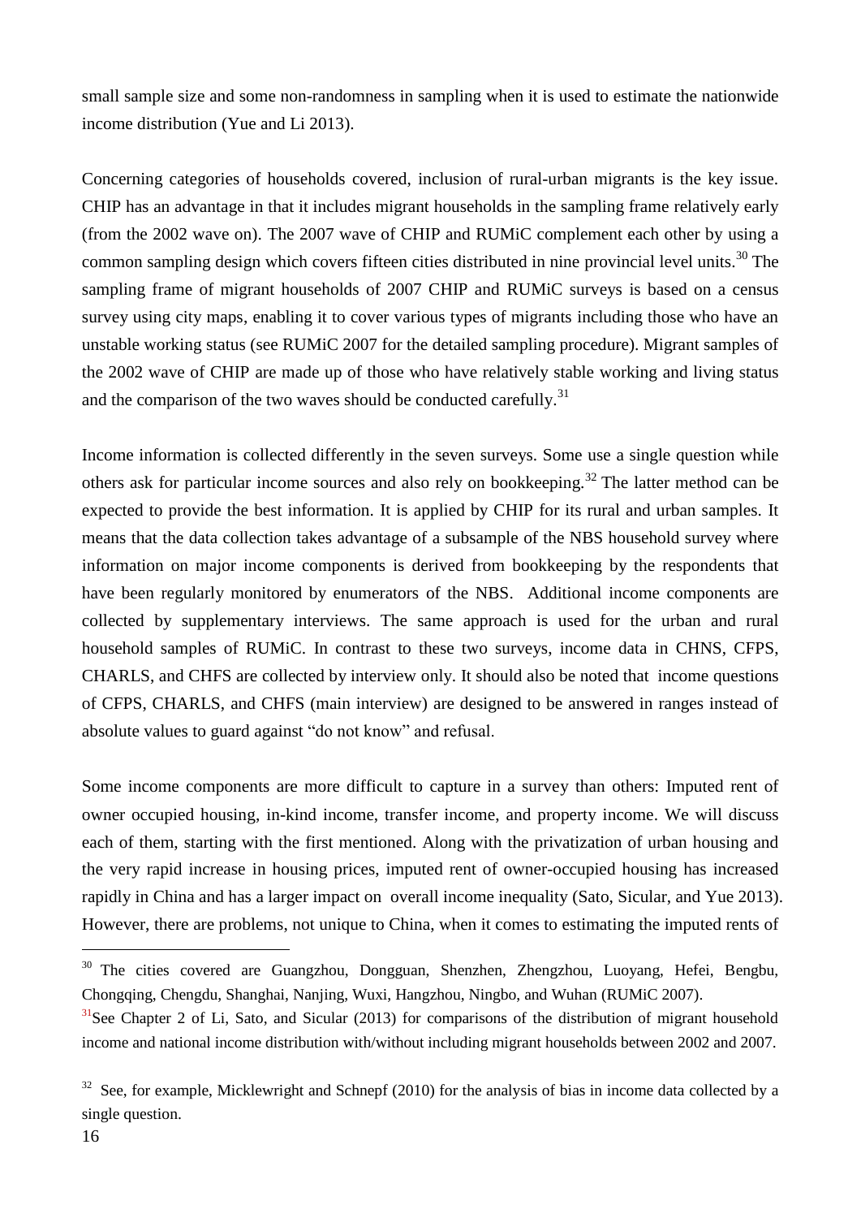small sample size and some non-randomness in sampling when it is used to estimate the nationwide income distribution (Yue and Li 2013).

Concerning categories of households covered, inclusion of rural-urban migrants is the key issue. CHIP has an advantage in that it includes migrant households in the sampling frame relatively early (from the 2002 wave on). The 2007 wave of CHIP and RUMiC complement each other by using a common sampling design which covers fifteen cities distributed in nine provincial level units.[30] The sampling frame of migrant households of 2007 CHIP and RUMiC surveys is based on a census survey using city maps, enabling it to cover various types of migrants including those who have an unstable working status (see RUMiC 2007 for the detailed sampling procedure). Migrant samples of the 2002 wave of CHIP are made up of those who have relatively stable working and living status and the comparison of the two waves should be conducted carefully.[31]

Income information is collected differently in the seven surveys. Some use a single question while others ask for particular income sources and also rely on bookkeeping.[32] The latter method can be expected to provide the best information. It is applied by CHIP for its rural and urban samples. It means that the data collection takes advantage of a subsample of the NBS household survey where information on major income components is derived from bookkeeping by the respondents that have been regularly monitored by enumerators of the NBS. Additional income components are collected by supplementary interviews. The same approach is used for the urban and rural household samples of RUMiC. In contrast to these two surveys, income data in CHNS, CFPS, CHARLS, and CHFS are collected by interview only. It should also be noted that income questions of CFPS, CHARLS, and CHFS (main interview) are designed to be answered in ranges instead of absolute values to guard against "do not know" and refusal.

Some income components are more difficult to capture in a survey than others: Imputed rent of owner occupied housing, in-kind income, transfer income, and property income. We will discuss each of them, starting with the first mentioned. Along with the privatization of urban housing and the very rapid increase in housing prices, imputed rent of owner-occupied housing has increased rapidly in China and has a larger impact on overall income inequality (Sato, Sicular, and Yue 2013). However, there are problems, not unique to China, when it comes to estimating the imputed rents of

---

[30] The cities covered are Guangzhou, Dongguan, Shenzhen, Zhengzhou, Luoyang, Hefei, Bengbu, Chongqing, Chengdu, Shanghai, Nanjing, Wuxi, Hangzhou, Ningbo, and Wuhan (RUMiC 2007).

[31] See Chapter 2 of Li, Sato, and Sicular (2013) for comparisons of the distribution of migrant household income and national income distribution with/without including migrant households between 2002 and 2007.

[32] See, for example, Micklewright and Schnepf (2010) for the analysis of bias in income data collected by a single question.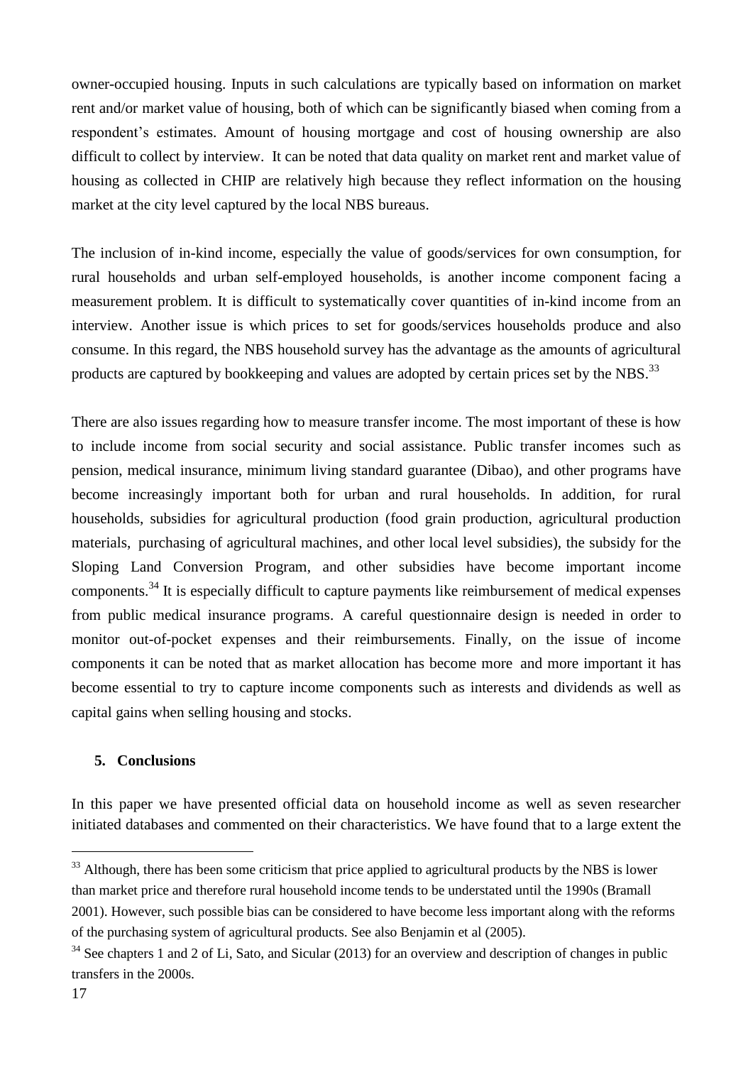owner-occupied housing. Inputs in such calculations are typically based on information on market rent and/or market value of housing, both of which can be significantly biased when coming from a respondent's estimates. Amount of housing mortgage and cost of housing ownership are also difficult to collect by interview. It can be noted that data quality on market rent and market value of housing as collected in CHIP are relatively high because they reflect information on the housing market at the city level captured by the local NBS bureaus.

The inclusion of in-kind income, especially the value of goods/services for own consumption, for rural households and urban self-employed households, is another income component facing a measurement problem. It is difficult to systematically cover quantities of in-kind income from an interview. Another issue is which prices to set for goods/services households produce and also consume. In this regard, the NBS household survey has the advantage as the amounts of agricultural products are captured by bookkeeping and values are adopted by certain prices set by the NBS.[33]

There are also issues regarding how to measure transfer income. The most important of these is how to include income from social security and social assistance. Public transfer incomes such as pension, medical insurance, minimum living standard guarantee (Dibao), and other programs have become increasingly important both for urban and rural households. In addition, for rural households, subsidies for agricultural production (food grain production, agricultural production materials, purchasing of agricultural machines, and other local level subsidies), the subsidy for the Sloping Land Conversion Program, and other subsidies have become important income components.[34] It is especially difficult to capture payments like reimbursement of medical expenses from public medical insurance programs. A careful questionnaire design is needed in order to monitor out-of-pocket expenses and their reimbursements. Finally, on the issue of income components it can be noted that as market allocation has become more and more important it has become essential to try to capture income components such as interests and dividends as well as capital gains when selling housing and stocks.

## 5. Conclusions

In this paper we have presented official data on household income as well as seven researcher initiated databases and commented on their characteristics. We have found that to a large extent the

---

[33] Although, there has been some criticism that price applied to agricultural products by the NBS is lower than market price and therefore rural household income tends to be understated until the 1990s (Bramall 2001). However, such possible bias can be considered to have become less important along with the reforms of the purchasing system of agricultural products. See also Benjamin et al (2005).

[34] See chapters 1 and 2 of Li, Sato, and Sicular (2013) for an overview and description of changes in public transfers in the 2000s.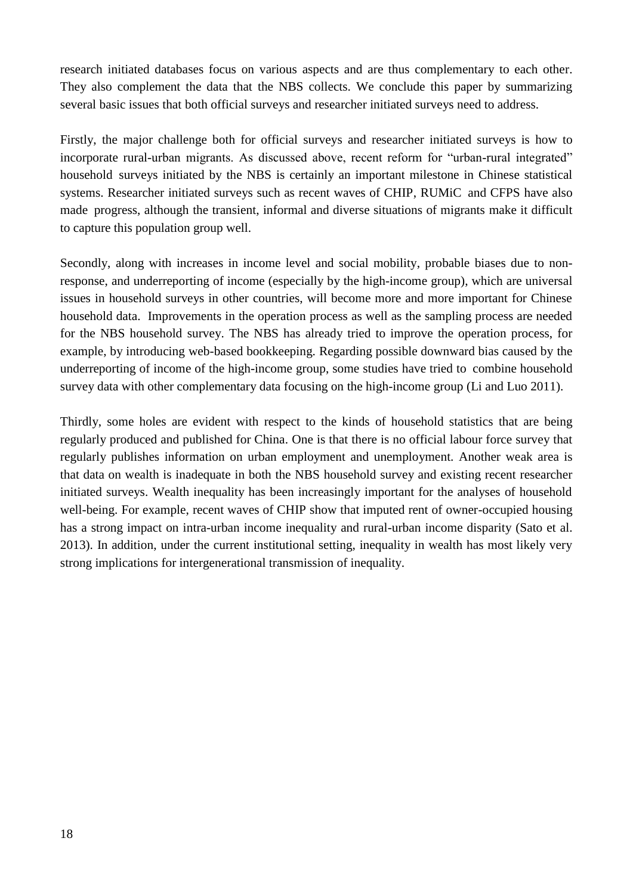research initiated databases focus on various aspects and are thus complementary to each other. They also complement the data that the NBS collects. We conclude this paper by summarizing several basic issues that both official surveys and researcher initiated surveys need to address.

Firstly, the major challenge both for official surveys and researcher initiated surveys is how to incorporate rural-urban migrants. As discussed above, recent reform for "urban-rural integrated" household surveys initiated by the NBS is certainly an important milestone in Chinese statistical systems. Researcher initiated surveys such as recent waves of CHIP, RUMiC and CFPS have also made progress, although the transient, informal and diverse situations of migrants make it difficult to capture this population group well.

Secondly, along with increases in income level and social mobility, probable biases due to non-response, and underreporting of income (especially by the high-income group), which are universal issues in household surveys in other countries, will become more and more important for Chinese household data. Improvements in the operation process as well as the sampling process are needed for the NBS household survey. The NBS has already tried to improve the operation process, for example, by introducing web-based bookkeeping. Regarding possible downward bias caused by the underreporting of income of the high-income group, some studies have tried to combine household survey data with other complementary data focusing on the high-income group (Li and Luo 2011).

Thirdly, some holes are evident with respect to the kinds of household statistics that are being regularly produced and published for China. One is that there is no official labour force survey that regularly publishes information on urban employment and unemployment. Another weak area is that data on wealth is inadequate in both the NBS household survey and existing recent researcher initiated surveys. Wealth inequality has been increasingly important for the analyses of household well-being. For example, recent waves of CHIP show that imputed rent of owner-occupied housing has a strong impact on intra-urban income inequality and rural-urban income disparity (Sato et al. 2013). In addition, under the current institutional setting, inequality in wealth has most likely very strong implications for intergenerational transmission of inequality.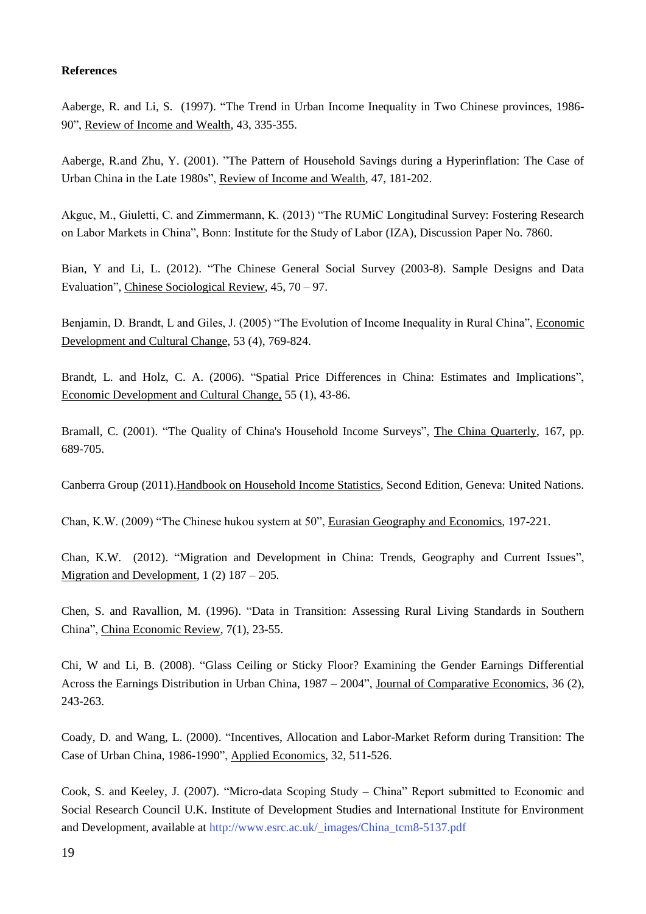**References**

Aaberge, R. and Li, S. (1997). "The Trend in Urban Income Inequality in Two Chinese provinces, 1986-90", Review of Income and Wealth, 43, 335-355.

Aaberge, R.and Zhu, Y. (2001). "The Pattern of Household Savings during a Hyperinflation: The Case of Urban China in the Late 1980s", Review of Income and Wealth, 47, 181-202.

Akguc, M., Giuletti, C. and Zimmermann, K. (2013) "The RUMiC Longitudinal Survey: Fostering Research on Labor Markets in China", Bonn: Institute for the Study of Labor (IZA), Discussion Paper No. 7860.

Bian, Y and Li, L. (2012). "The Chinese General Social Survey (2003-8). Sample Designs and Data Evaluation", Chinese Sociological Review, 45, 70 – 97.

Benjamin, D. Brandt, L and Giles, J. (2005) "The Evolution of Income Inequality in Rural China", Economic Development and Cultural Change, 53 (4), 769-824.

Brandt, L. and Holz, C. A. (2006). "Spatial Price Differences in China: Estimates and Implications", Economic Development and Cultural Change, 55 (1), 43-86.

Bramall, C. (2001). "The Quality of China's Household Income Surveys", The China Quarterly, 167, pp. 689-705.

Canberra Group (2011).Handbook on Household Income Statistics, Second Edition, Geneva: United Nations.

Chan, K.W. (2009) "The Chinese hukou system at 50", Eurasian Geography and Economics, 197-221.

Chan, K.W. (2012). "Migration and Development in China: Trends, Geography and Current Issues", Migration and Development, 1 (2) 187 – 205.

Chen, S. and Ravallion, M. (1996). "Data in Transition: Assessing Rural Living Standards in Southern China", China Economic Review, 7(1), 23-55.

Chi, W and Li, B. (2008). "Glass Ceiling or Sticky Floor? Examining the Gender Earnings Differential Across the Earnings Distribution in Urban China, 1987 – 2004", Journal of Comparative Economics, 36 (2), 243-263.

Coady, D. and Wang, L. (2000). "Incentives, Allocation and Labor-Market Reform during Transition: The Case of Urban China, 1986-1990", Applied Economics, 32, 511-526.

Cook, S. and Keeley, J. (2007). "Micro-data Scoping Study – China" Report submitted to Economic and Social Research Council U.K. Institute of Development Studies and International Institute for Environment and Development, available at http://www.esrc.ac.uk/_images/China_tcm8-5137.pdf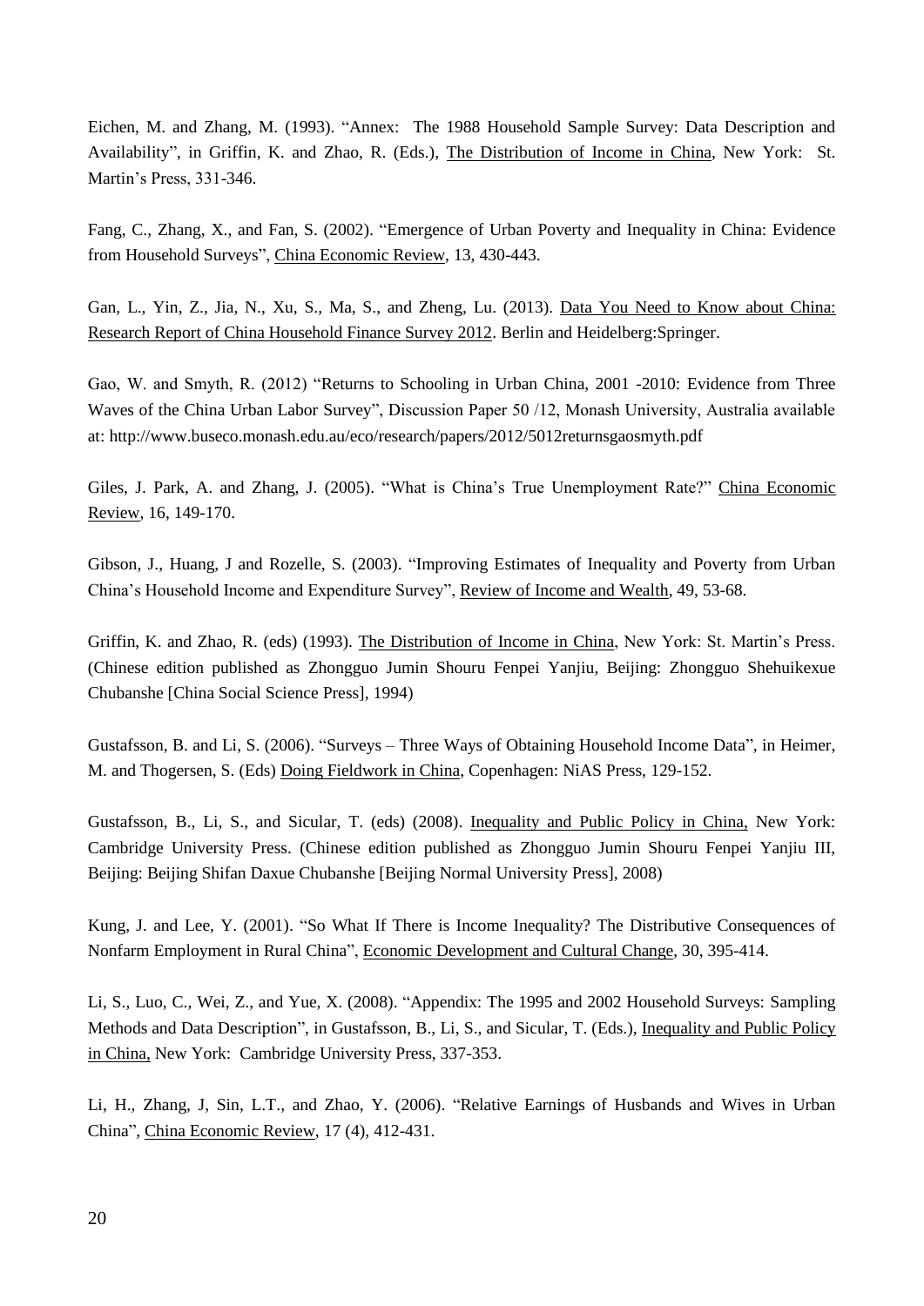Eichen, M. and Zhang, M. (1993). "Annex: The 1988 Household Sample Survey: Data Description and Availability", in Griffin, K. and Zhao, R. (Eds.), The Distribution of Income in China, New York: St. Martin's Press, 331-346.

Fang, C., Zhang, X., and Fan, S. (2002). "Emergence of Urban Poverty and Inequality in China: Evidence from Household Surveys", China Economic Review, 13, 430-443.

Gan, L., Yin, Z., Jia, N., Xu, S., Ma, S., and Zheng, Lu. (2013). Data You Need to Know about China: Research Report of China Household Finance Survey 2012. Berlin and Heidelberg:Springer.

Gao, W. and Smyth, R. (2012) "Returns to Schooling in Urban China, 2001 -2010: Evidence from Three Waves of the China Urban Labor Survey", Discussion Paper 50 /12, Monash University, Australia available at: http://www.buseco.monash.edu.au/eco/research/papers/2012/5012returnsgaosmyth.pdf

Giles, J. Park, A. and Zhang, J. (2005). "What is China's True Unemployment Rate?" China Economic Review, 16, 149-170.

Gibson, J., Huang, J and Rozelle, S. (2003). "Improving Estimates of Inequality and Poverty from Urban China's Household Income and Expenditure Survey", Review of Income and Wealth, 49, 53-68.

Griffin, K. and Zhao, R. (eds) (1993). The Distribution of Income in China, New York: St. Martin's Press. (Chinese edition published as Zhongguo Jumin Shouru Fenpei Yanjiu, Beijing: Zhongguo Shehuikexue Chubanshe [China Social Science Press], 1994)

Gustafsson, B. and Li, S. (2006). "Surveys – Three Ways of Obtaining Household Income Data", in Heimer, M. and Thogersen, S. (Eds) Doing Fieldwork in China, Copenhagen: NiAS Press, 129-152.

Gustafsson, B., Li, S., and Sicular, T. (eds) (2008). Inequality and Public Policy in China, New York: Cambridge University Press. (Chinese edition published as Zhongguo Jumin Shouru Fenpei Yanjiu III, Beijing: Beijing Shifan Daxue Chubanshe [Beijing Normal University Press], 2008)

Kung, J. and Lee, Y. (2001). "So What If There is Income Inequality? The Distributive Consequences of Nonfarm Employment in Rural China", Economic Development and Cultural Change, 30, 395-414.

Li, S., Luo, C., Wei, Z., and Yue, X. (2008). "Appendix: The 1995 and 2002 Household Surveys: Sampling Methods and Data Description", in Gustafsson, B., Li, S., and Sicular, T. (Eds.), Inequality and Public Policy in China, New York: Cambridge University Press, 337-353.

Li, H., Zhang, J, Sin, L.T., and Zhao, Y. (2006). "Relative Earnings of Husbands and Wives in Urban China", China Economic Review, 17 (4), 412-431.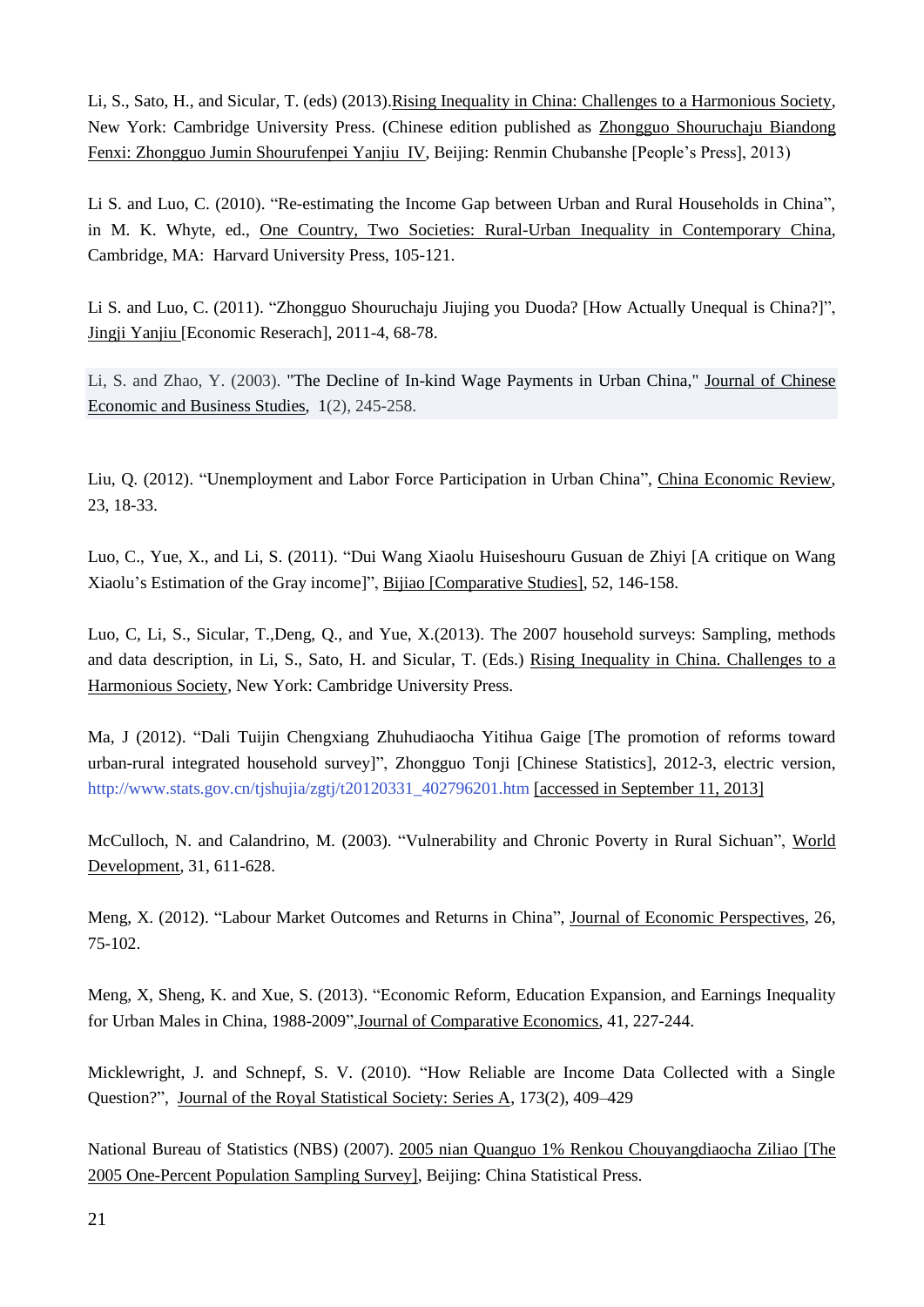Li, S., Sato, H., and Sicular, T. (eds) (2013).Rising Inequality in China: Challenges to a Harmonious Society, New York: Cambridge University Press. (Chinese edition published as Zhongguo Shouruchaju Biandong Fenxi: Zhongguo Jumin Shourufenpei Yanjiu IV, Beijing: Renmin Chubanshe [People's Press], 2013)

Li S. and Luo, C. (2010). "Re-estimating the Income Gap between Urban and Rural Households in China", in M. K. Whyte, ed., One Country, Two Societies: Rural-Urban Inequality in Contemporary China, Cambridge, MA: Harvard University Press, 105-121.

Li S. and Luo, C. (2011). "Zhongguo Shouruchaju Jiujing you Duoda? [How Actually Unequal is China?]", Jingji Yanjiu [Economic Reserach], 2011-4, 68-78.

Li, S. and Zhao, Y. (2003). "The Decline of In-kind Wage Payments in Urban China," Journal of Chinese Economic and Business Studies, 1(2), 245-258.

Liu, Q. (2012). "Unemployment and Labor Force Participation in Urban China", China Economic Review, 23, 18-33.

Luo, C., Yue, X., and Li, S. (2011). "Dui Wang Xiaolu Huiseshouru Gusuan de Zhiyi [A critique on Wang Xiaolu's Estimation of the Gray income]", Bijiao [Comparative Studies], 52, 146-158.

Luo, C, Li, S., Sicular, T.,Deng, Q., and Yue, X.(2013). The 2007 household surveys: Sampling, methods and data description, in Li, S., Sato, H. and Sicular, T. (Eds.) Rising Inequality in China. Challenges to a Harmonious Society, New York: Cambridge University Press.

Ma, J (2012). "Dali Tuijin Chengxiang Zhuhudiaocha Yitihua Gaige [The promotion of reforms toward urban-rural integrated household survey]", Zhongguo Tongji [Chinese Statistics], 2012-3, electric version, http://www.stats.gov.cn/tjshujia/zgtj/t20120331_402796201.htm [accessed in September 11, 2013]

McCulloch, N. and Calandrino, M. (2003). "Vulnerability and Chronic Poverty in Rural Sichuan", World Development, 31, 611-628.

Meng, X. (2012). "Labour Market Outcomes and Returns in China", Journal of Economic Perspectives, 26, 75-102.

Meng, X, Sheng, K. and Xue, S. (2013). "Economic Reform, Education Expansion, and Earnings Inequality for Urban Males in China, 1988-2009",Journal of Comparative Economics, 41, 227-244.

Micklewright, J. and Schnepf, S. V. (2010). "How Reliable are Income Data Collected with a Single Question?", Journal of the Royal Statistical Society: Series A, 173(2), 409–429

National Bureau of Statistics (NBS) (2007). 2005 nian Quanguo 1% Renkou Chouyangdiaocha Ziliao [The 2005 One-Percent Population Sampling Survey], Beijing: China Statistical Press.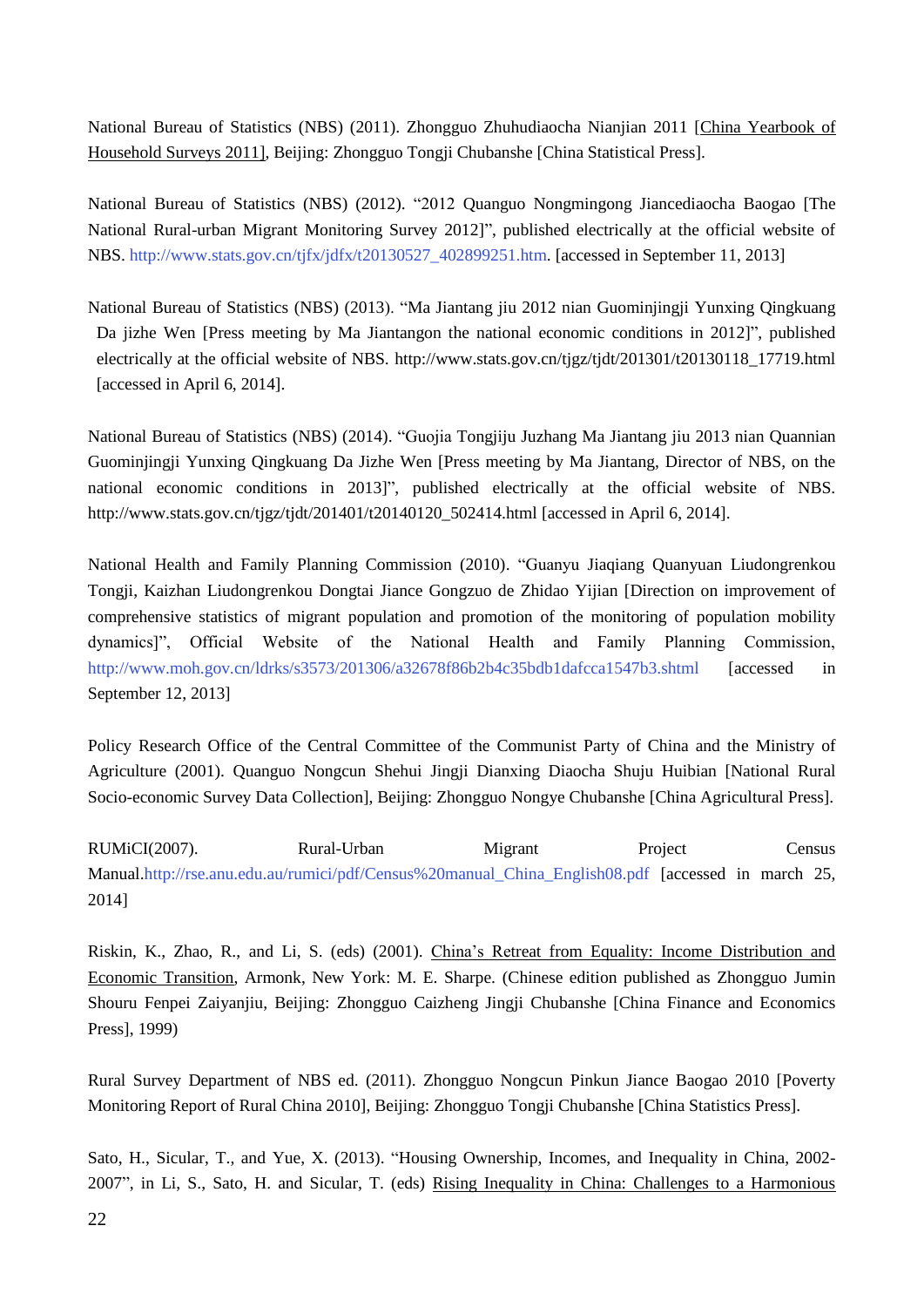National Bureau of Statistics (NBS) (2011). Zhongguo Zhuhudiaocha Nianjian 2011 [China Yearbook of Household Surveys 2011], Beijing: Zhongguo Tongji Chubanshe [China Statistical Press].

National Bureau of Statistics (NBS) (2012). "2012 Quanguo Nongmingong Jiancediaocha Baogao [The National Rural-urban Migrant Monitoring Survey 2012]", published electrically at the official website of NBS. http://www.stats.gov.cn/tjfx/jdfx/t20130527_402899251.htm. [accessed in September 11, 2013]

National Bureau of Statistics (NBS) (2013). "Ma Jiantang jiu 2012 nian Guominjingji Yunxing Qingkuang Da jizhe Wen [Press meeting by Ma Jiantangon the national economic conditions in 2012]", published electrically at the official website of NBS. http://www.stats.gov.cn/tjgz/tjdt/201301/t20130118_17719.html [accessed in April 6, 2014].

National Bureau of Statistics (NBS) (2014). "Guojia Tongjiju Juzhang Ma Jiantang jiu 2013 nian Quannian Guominjingji Yunxing Qingkuang Da Jizhe Wen [Press meeting by Ma Jiantang, Director of NBS, on the national economic conditions in 2013]", published electrically at the official website of NBS. http://www.stats.gov.cn/tjgz/tjdt/201401/t20140120_502414.html [accessed in April 6, 2014].

National Health and Family Planning Commission (2010). "Guanyu Jiaqiang Quanyuan Liudongrenkou Tongji, Kaizhan Liudongrenkou Dongtai Jiance Gongzuo de Zhidao Yijian [Direction on improvement of comprehensive statistics of migrant population and promotion of the monitoring of population mobility dynamics]", Official Website of the National Health and Family Planning Commission, http://www.moh.gov.cn/ldrks/s3573/201306/a32678f86b2b4c35bdb1dafcca1547b3.shtml [accessed in September 12, 2013]

Policy Research Office of the Central Committee of the Communist Party of China and the Ministry of Agriculture (2001). Quanguo Nongcun Shehui Jingji Dianxing Diaocha Shuju Huibian [National Rural Socio-economic Survey Data Collection], Beijing: Zhongguo Nongye Chubanshe [China Agricultural Press].

RUMiCI(2007). Rural-Urban Migrant Project Census Manual.http://rse.anu.edu.au/rumici/pdf/Census%20manual_China_English08.pdf [accessed in march 25, 2014]

Riskin, K., Zhao, R., and Li, S. (eds) (2001). China's Retreat from Equality: Income Distribution and Economic Transition, Armonk, New York: M. E. Sharpe. (Chinese edition published as Zhongguo Jumin Shouru Fenpei Zaiyanjiu, Beijing: Zhongguo Caizheng Jingji Chubanshe [China Finance and Economics Press], 1999)

Rural Survey Department of NBS ed. (2011). Zhongguo Nongcun Pinkun Jiance Baogao 2010 [Poverty Monitoring Report of Rural China 2010], Beijing: Zhongguo Tongji Chubanshe [China Statistics Press].

Sato, H., Sicular, T., and Yue, X. (2013). "Housing Ownership, Incomes, and Inequality in China, 2002-2007", in Li, S., Sato, H. and Sicular, T. (eds) Rising Inequality in China: Challenges to a Harmonious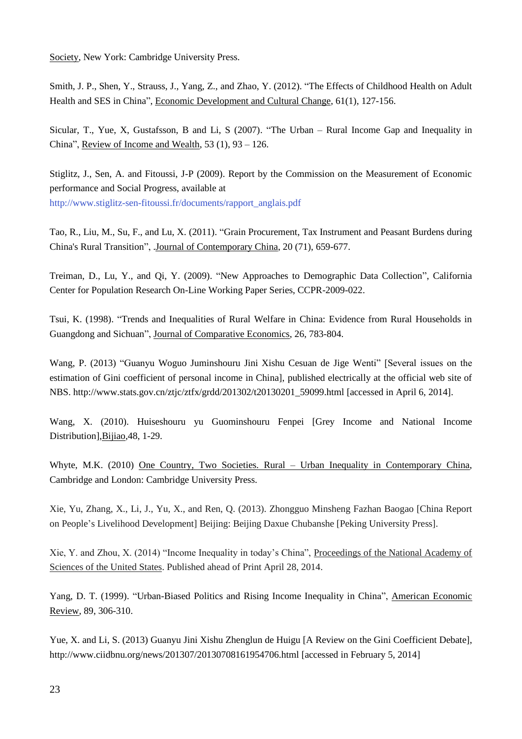Society, New York: Cambridge University Press.

Smith, J. P., Shen, Y., Strauss, J., Yang, Z., and Zhao, Y. (2012). "The Effects of Childhood Health on Adult Health and SES in China", Economic Development and Cultural Change, 61(1), 127-156.

Sicular, T., Yue, X, Gustafsson, B and Li, S (2007). "The Urban – Rural Income Gap and Inequality in China", Review of Income and Wealth, 53 (1), 93 – 126.

Stiglitz, J., Sen, A. and Fitoussi, J-P (2009). Report by the Commission on the Measurement of Economic performance and Social Progress, available at http://www.stiglitz-sen-fitoussi.fr/documents/rapport_anglais.pdf

Tao, R., Liu, M., Su, F., and Lu, X. (2011). "Grain Procurement, Tax Instrument and Peasant Burdens during China's Rural Transition", .Journal of Contemporary China, 20 (71), 659-677.

Treiman, D., Lu, Y., and Qi, Y. (2009). "New Approaches to Demographic Data Collection", California Center for Population Research On-Line Working Paper Series, CCPR-2009-022.

Tsui, K. (1998). "Trends and Inequalities of Rural Welfare in China: Evidence from Rural Households in Guangdong and Sichuan", Journal of Comparative Economics, 26, 783-804.

Wang, P. (2013) "Guanyu Woguo Juminshouru Jini Xishu Cesuan de Jige Wenti" [Several issues on the estimation of Gini coefficient of personal income in China], published electrically at the official web site of NBS. http://www.stats.gov.cn/ztjc/ztfx/grdd/201302/t20130201_59099.html [accessed in April 6, 2014].

Wang, X. (2010). Huiseshouru yu Guominshouru Fenpei [Grey Income and National Income Distribution],Bijiao,48, 1-29.

Whyte, M.K. (2010) One Country, Two Societies. Rural – Urban Inequality in Contemporary China, Cambridge and London: Cambridge University Press.

Xie, Yu, Zhang, X., Li, J., Yu, X., and Ren, Q. (2013). Zhongguo Minsheng Fazhan Baogao [China Report on People's Livelihood Development] Beijing: Beijing Daxue Chubanshe [Peking University Press].

Xie, Y. and Zhou, X. (2014) "Income Inequality in today's China", Proceedings of the National Academy of Sciences of the United States. Published ahead of Print April 28, 2014.

Yang, D. T. (1999). "Urban-Biased Politics and Rising Income Inequality in China", American Economic Review, 89, 306-310.

Yue, X. and Li, S. (2013) Guanyu Jini Xishu Zhenglun de Huigu [A Review on the Gini Coefficient Debate], http://www.ciidbnu.org/news/201307/20130708161954706.html [accessed in February 5, 2014]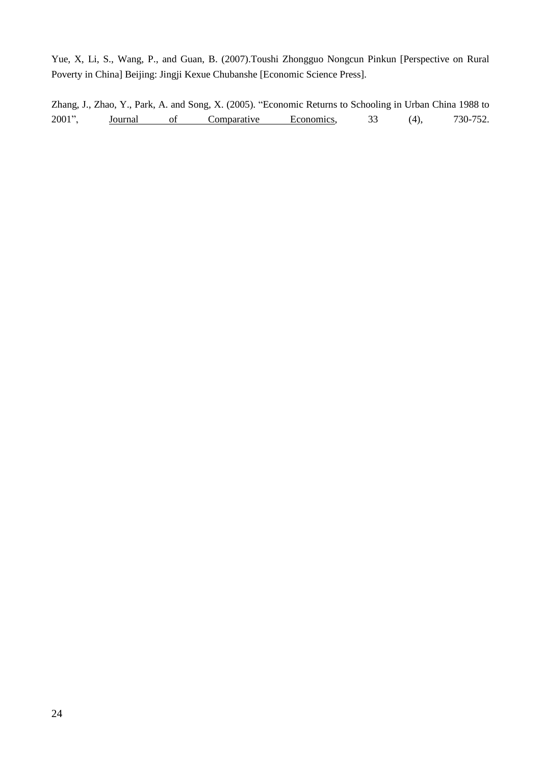Yue, X, Li, S., Wang, P., and Guan, B. (2007).Toushi Zhongguo Nongcun Pinkun [Perspective on Rural Poverty in China] Beijing: Jingji Kexue Chubanshe [Economic Science Press].

Zhang, J., Zhao, Y., Park, A. and Song, X. (2005). "Economic Returns to Schooling in Urban China 1988 to 2001", Journal of Comparative Economics, 33 (4), 730-752.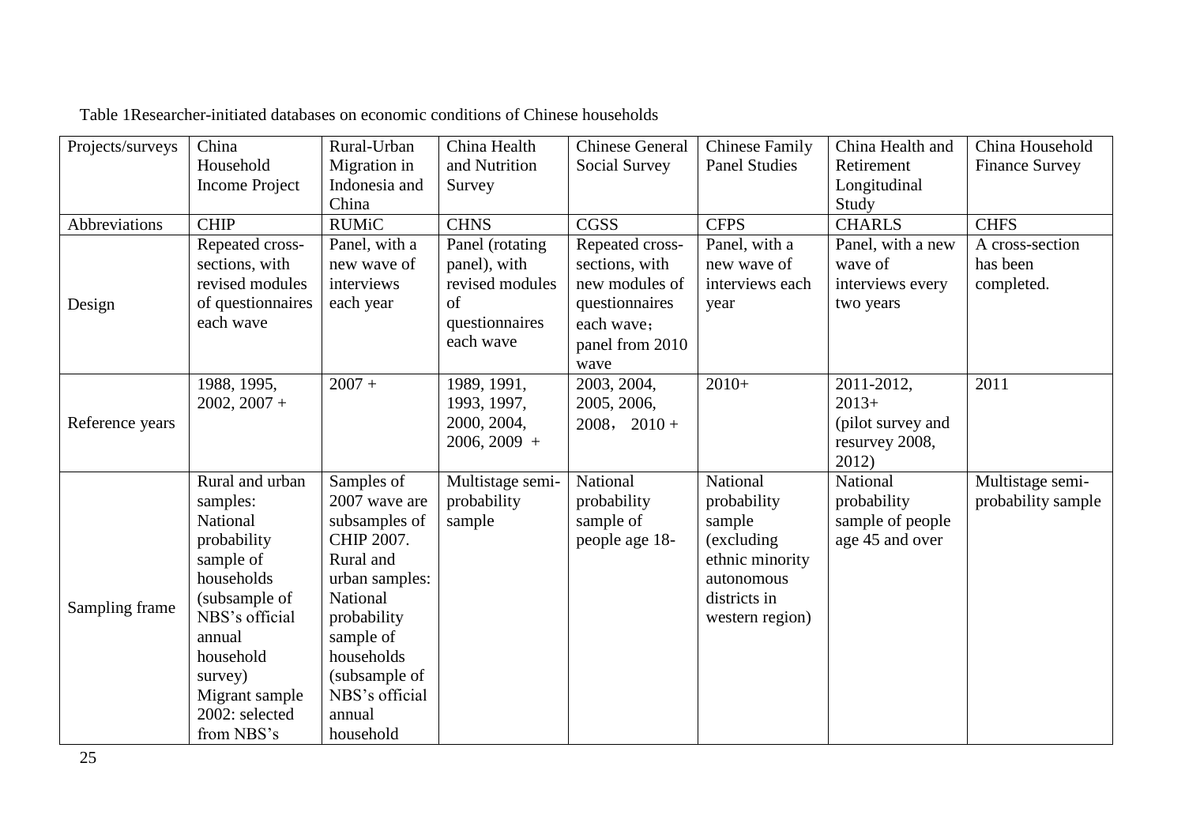Table 1Researcher-initiated databases on economic conditions of Chinese households

| Projects/surveys | China Household Income Project | Rural-Urban Migration in Indonesia and China | China Health and Nutrition Survey | Chinese General Social Survey | Chinese Family Panel Studies | China Health and Retirement Longitudinal Study | China Household Finance Survey |
|---|---|---|---|---|---|---|---|
| Abbreviations | CHIP | RUMiC | CHNS | CGSS | CFPS | CHARLS | CHFS |
| Design | Repeated cross-sections, with revised modules of questionnaires each wave | Panel, with a new wave of interviews each year | Panel (rotating panel), with revised modules of questionnaires each wave | Repeated cross-sections, with new modules of questionnaires each wave；panel from 2010 wave | Panel, with a new wave of interviews each year | Panel, with a new wave of interviews every two years | A cross-section has been completed. |
| Reference years | 1988, 1995, 2002, 2007 + | 2007 + | 1989, 1991, 1993, 1997, 2000, 2004, 2006, 2009 + | 2003, 2004, 2005, 2006, 2008， 2010 + | 2010+ | 2011-2012, 2013+ (pilot survey and resurvey 2008, 2012) | 2011 |
| Sampling frame | Rural and urban samples: National probability sample of households (subsample of NBS's official annual household survey) Migrant sample 2002: selected from NBS's | Samples of 2007 wave are subsamples of CHIP 2007. Rural and urban samples: National probability sample of households (subsample of NBS's official annual household | Multistage semi-probability sample | National probability sample of people age 18- | National probability sample (excluding ethnic minority autonomous districts in western region) | National probability sample of people age 45 and over | Multistage semi-probability sample |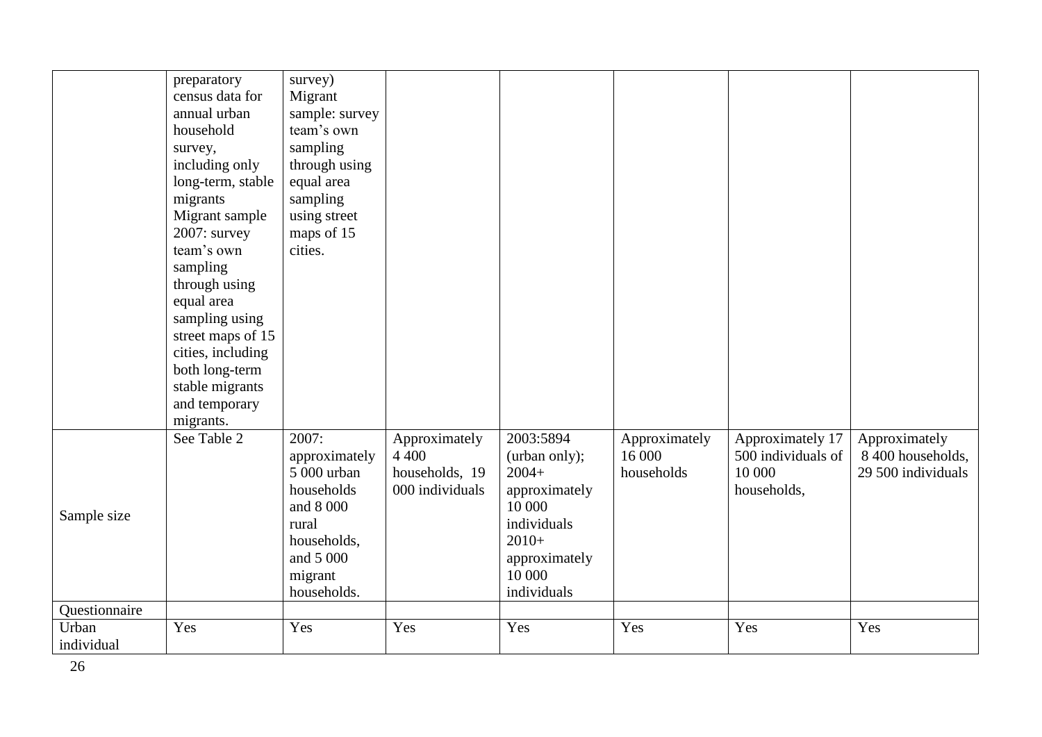| | | | | | | | |
|---|---|---|---|---|---|---|---|
| | preparatory census data for annual urban household survey, including only long-term, stable migrants Migrant sample 2007: survey team's own sampling through using equal area sampling using street maps of 15 cities, including both long-term stable migrants and temporary migrants. | survey) Migrant sample: survey team's own sampling through using equal area sampling using street maps of 15 cities. | | | | | |
| Sample size | See Table 2 | 2007: approximately 5 000 urban households and 8 000 rural households, and 5 000 migrant households. | Approximately 4 400 households, 19 000 individuals | 2003:5894 (urban only); 2004+ approximately 10 000 individuals 2010+ approximately 10 000 individuals | Approximately 16 000 households | Approximately 17 500 individuals of 10 000 households, | Approximately 8 400 households, 29 500 individuals |
| Questionnaire | | | | | | | |
| Urban individual | Yes | Yes | Yes | Yes | Yes | Yes | Yes |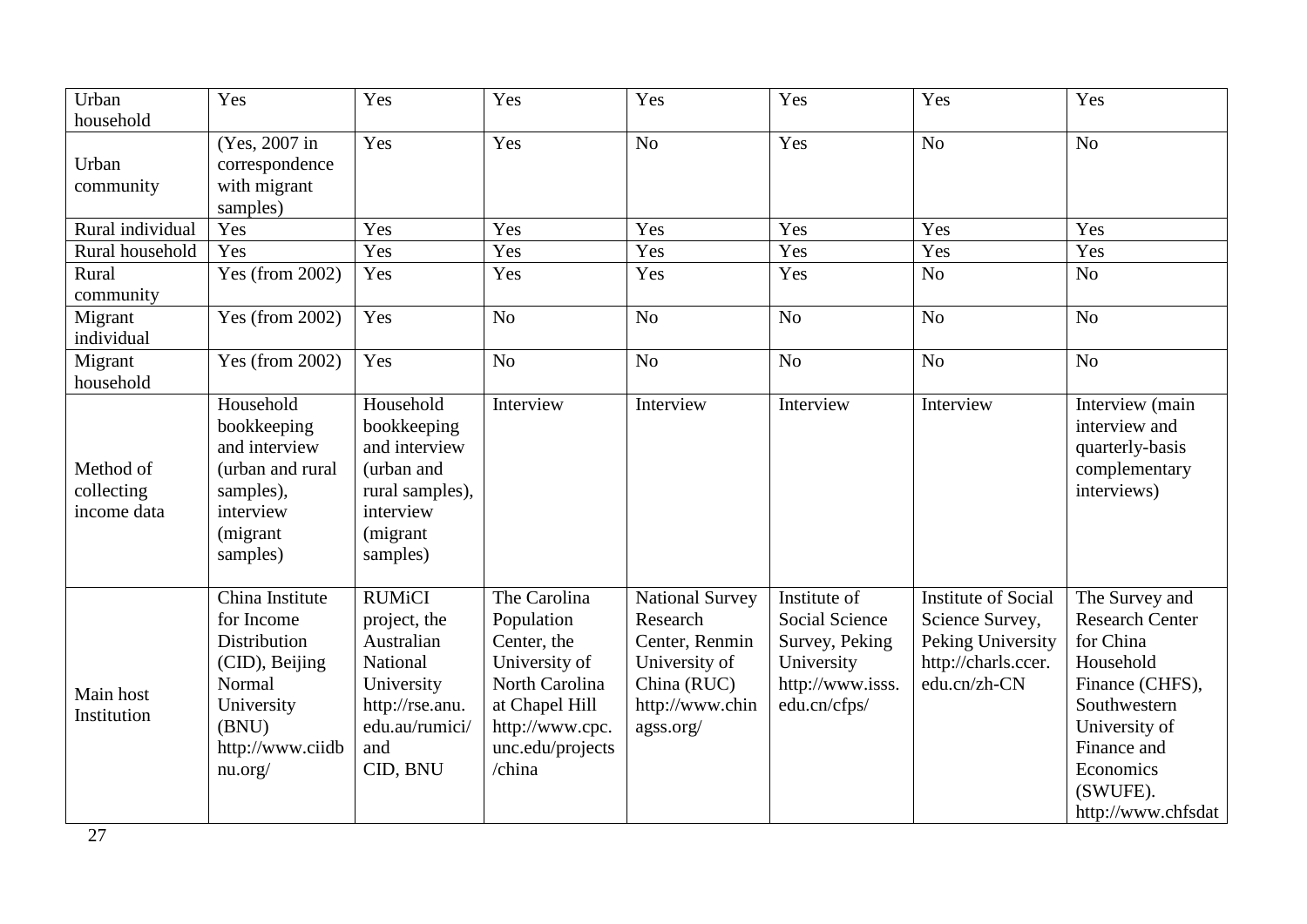| | | | | | | | |
|---|---|---|---|---|---|---|---|
| Urban household | Yes | Yes | Yes | Yes | Yes | Yes | Yes |
| Urban community | (Yes, 2007 in correspondence with migrant samples) | Yes | Yes | No | Yes | No | No |
| Rural individual | Yes | Yes | Yes | Yes | Yes | Yes | Yes |
| Rural household | Yes | Yes | Yes | Yes | Yes | Yes | Yes |
| Rural community | Yes (from 2002) | Yes | Yes | Yes | Yes | No | No |
| Migrant individual | Yes (from 2002) | Yes | No | No | No | No | No |
| Migrant household | Yes (from 2002) | Yes | No | No | No | No | No |
| Method of collecting income data | Household bookkeeping and interview (urban and rural samples), interview (migrant samples) | Household bookkeeping and interview (urban and rural samples), interview (migrant samples) | Interview | Interview | Interview | Interview | Interview (main interview and quarterly-basis complementary interviews) |
| Main host Institution | China Institute for Income Distribution (CID), Beijing Normal University (BNU) http://www.ciidbnu.org/ | RUMiCI project, the Australian National University http://rse.anu.edu.au/rumici/ and CID, BNU | The Carolina Population Center, the University of North Carolina at Chapel Hill http://www.cpc.unc.edu/projects/china | National Survey Research Center, Renmin University of China (RUC) http://www.chinagss.org/ | Institute of Social Science Survey, Peking University http://www.isss.edu.cn/cfps/ | Institute of Social Science Survey, Peking University http://charls.ccer.edu.cn/zh-CN | The Survey and Research Center for China Household Finance (CHFS), Southwestern University of Finance and Economics (SWUFE). http://www.chfsdat |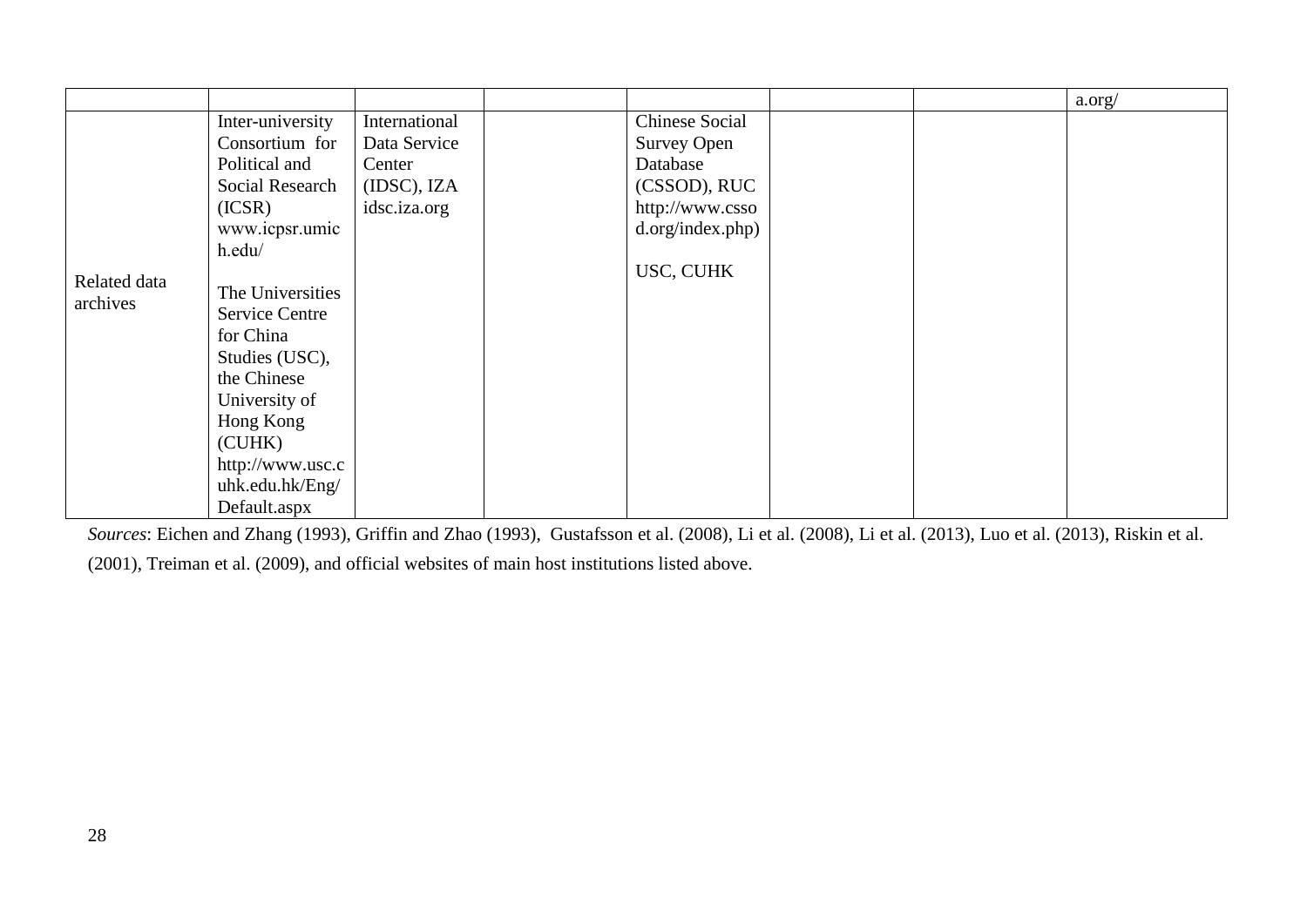| | | | | | | | |
|---|---|---|---|---|---|---|---|
| | | | | | | | a.org/ |
| Related data archives | Inter-university Consortium for Political and Social Research (ICSR) www.icpsr.umich.edu/<br><br>The Universities Service Centre for China Studies (USC), the Chinese University of Hong Kong (CUHK) http://www.usc.cuhk.edu.hk/Eng/Default.aspx | International Data Service Center (IDSC), IZA idsc.iza.org | | Chinese Social Survey Open Database (CSSOD), RUC http://www.cssod.org/index.php)<br><br>USC, CUHK | | | |

*Sources*: Eichen and Zhang (1993), Griffin and Zhao (1993), Gustafsson et al. (2008), Li et al. (2008), Li et al. (2013), Luo et al. (2013), Riskin et al. (2001), Treiman et al. (2009), and official websites of main host institutions listed above.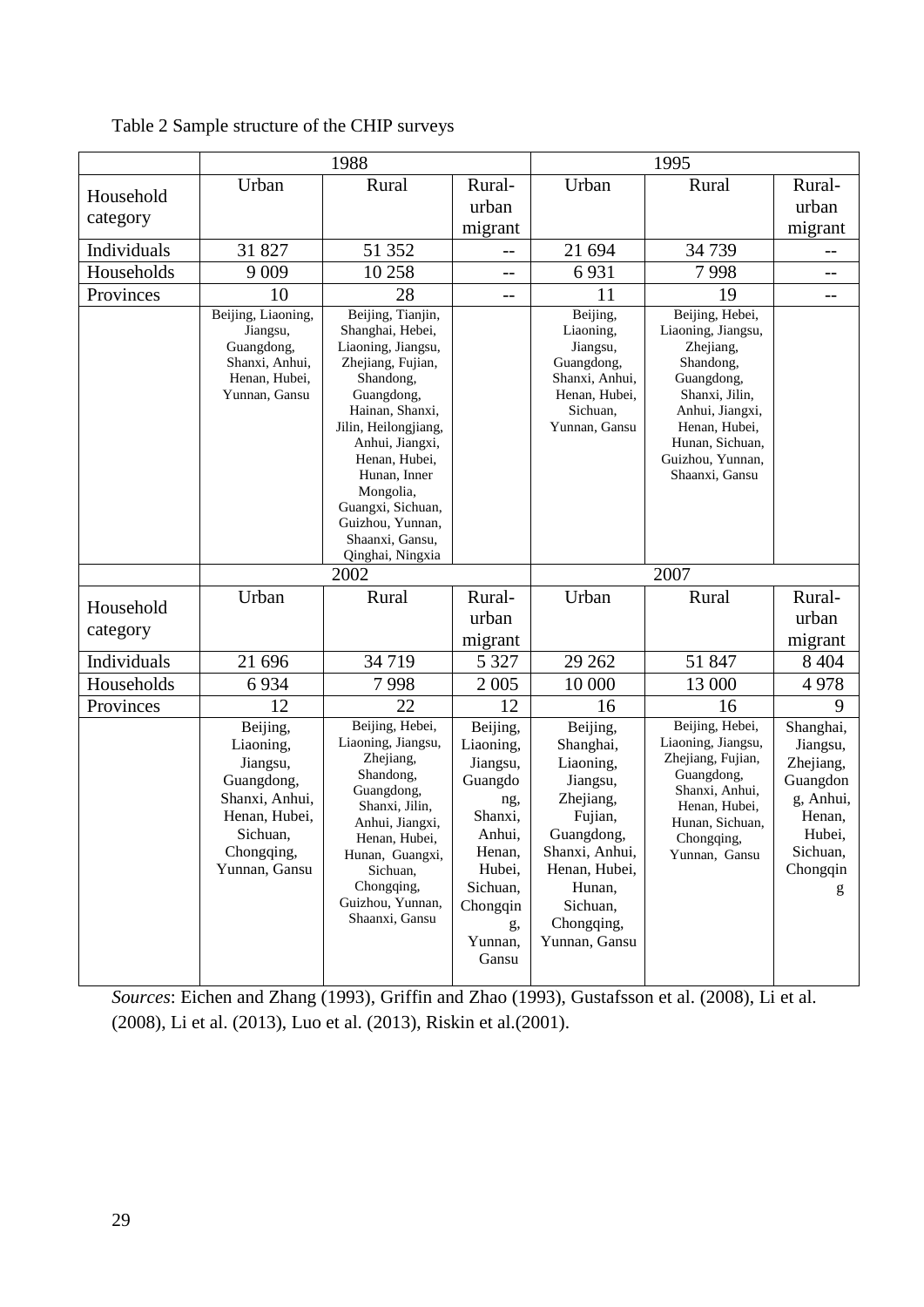Table 2 Sample structure of the CHIP surveys

| | 1988 | | | 1995 | | |
|---|---|---|---|---|---|---|
| Household category | Urban | Rural | Rural-urban migrant | Urban | Rural | Rural-urban migrant |
| Individuals | 31 827 | 51 352 | -- | 21 694 | 34 739 | -- |
| Households | 9 009 | 10 258 | -- | 6 931 | 7 998 | -- |
| Provinces | 10 | 28 | -- | 11 | 19 | -- |
| | Beijing, Liaoning, Jiangsu, Guangdong, Shanxi, Anhui, Henan, Hubei, Yunnan, Gansu | Beijing, Tianjin, Shanghai, Hebei, Liaoning, Jiangsu, Zhejiang, Fujian, Shandong, Guangdong, Hainan, Shanxi, Jilin, Heilongjiang, Anhui, Jiangxi, Henan, Hubei, Hunan, Inner Mongolia, Guangxi, Sichuan, Guizhou, Yunnan, Shaanxi, Gansu, Qinghai, Ningxia | | Beijing, Liaoning, Jiangsu, Guangdong, Shanxi, Anhui, Henan, Hubei, Sichuan, Yunnan, Gansu | Beijing, Hebei, Liaoning, Jiangsu, Zhejiang, Shandong, Guangdong, Shanxi, Jilin, Anhui, Jiangxi, Henan, Hubei, Hunan, Sichuan, Guizhou, Yunnan, Shaanxi, Gansu | |
| | 2002 | | | 2007 | | |
| Household category | Urban | Rural | Rural-urban migrant | Urban | Rural | Rural-urban migrant |
| Individuals | 21 696 | 34 719 | 5 327 | 29 262 | 51 847 | 8 404 |
| Households | 6 934 | 7 998 | 2 005 | 10 000 | 13 000 | 4 978 |
| Provinces | 12 | 22 | 12 | 16 | 16 | 9 |
| | Beijing, Liaoning, Jiangsu, Guangdong, Shanxi, Anhui, Henan, Hubei, Sichuan, Chongqing, Yunnan, Gansu | Beijing, Hebei, Liaoning, Jiangsu, Zhejiang, Shandong, Guangdong, Shanxi, Jilin, Anhui, Jiangxi, Henan, Hubei, Hunan, Guangxi, Sichuan, Chongqing, Guizhou, Yunnan, Shaanxi, Gansu | Beijing, Liaoning, Jiangsu, Guangdong, Shanxi, Anhui, Henan, Hubei, Sichuan, Chongqing, Yunnan, Gansu | Beijing, Shanghai, Liaoning, Jiangsu, Zhejiang, Fujian, Guangdong, Shanxi, Anhui, Henan, Hubei, Hunan, Sichuan, Chongqing, Yunnan, Gansu | Beijing, Hebei, Liaoning, Jiangsu, Zhejiang, Fujian, Guangdong, Shanxi, Anhui, Henan, Hubei, Hunan, Sichuan, Chongqing, Yunnan, Gansu | Shanghai, Jiangsu, Zhejiang, Guangdong, Anhui, Henan, Hubei, Sichuan, Chongqing |

*Sources*: Eichen and Zhang (1993), Griffin and Zhao (1993), Gustafsson et al. (2008), Li et al. (2008), Li et al. (2013), Luo et al. (2013), Riskin et al.(2001).